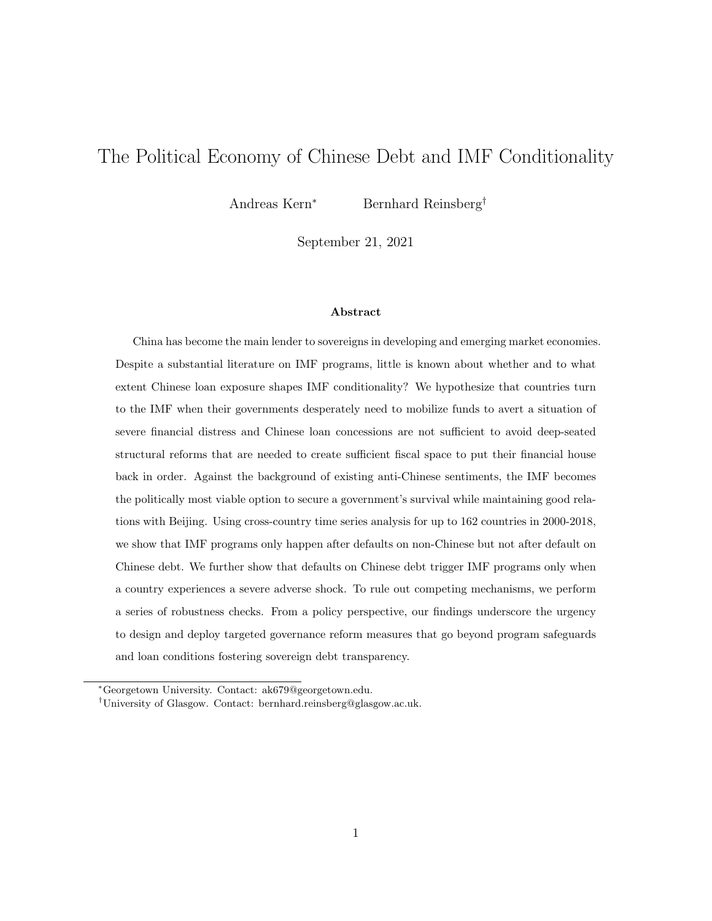# The Political Economy of Chinese Debt and IMF Conditionality

Andreas Kern[*] Bernhard Reinsberg[†]

September 21, 2021

### Abstract

China has become the main lender to sovereigns in developing and emerging market economies. Despite a substantial literature on IMF programs, little is known about whether and to what extent Chinese loan exposure shapes IMF conditionality? We hypothesize that countries turn to the IMF when their governments desperately need to mobilize funds to avert a situation of severe financial distress and Chinese loan concessions are not sufficient to avoid deep-seated structural reforms that are needed to create sufficient fiscal space to put their financial house back in order. Against the background of existing anti-Chinese sentiments, the IMF becomes the politically most viable option to secure a government's survival while maintaining good relations with Beijing. Using cross-country time series analysis for up to 162 countries in 2000-2018, we show that IMF programs only happen after defaults on non-Chinese but not after default on Chinese debt. We further show that defaults on Chinese debt trigger IMF programs only when a country experiences a severe adverse shock. To rule out competing mechanisms, we perform a series of robustness checks. From a policy perspective, our findings underscore the urgency to design and deploy targeted governance reform measures that go beyond program safeguards and loan conditions fostering sovereign debt transparency.

[*] Georgetown University. Contact: ak679@georgetown.edu.

[†] University of Glasgow. Contact: bernhard.reinsberg@glasgow.ac.uk.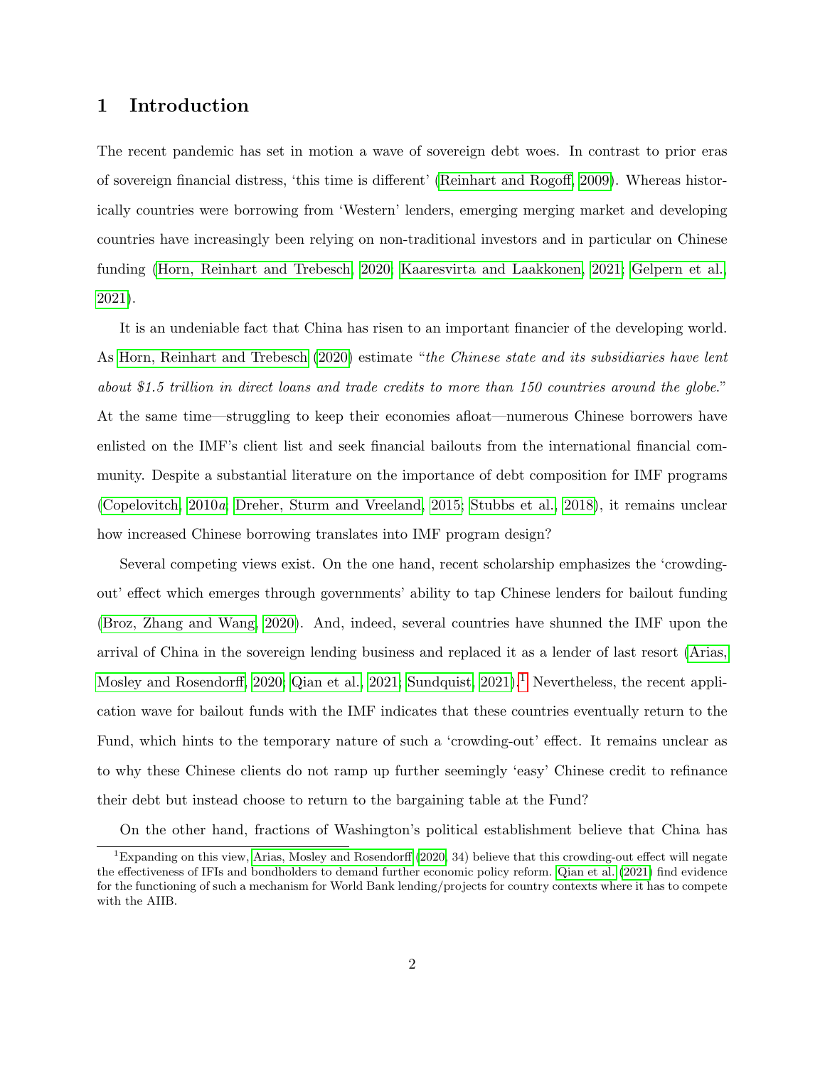# 1 Introduction

The recent pandemic has set in motion a wave of sovereign debt woes. In contrast to prior eras of sovereign financial distress, 'this time is different' (Reinhart and Rogoff, 2009). Whereas historically countries were borrowing from 'Western' lenders, emerging merging market and developing countries have increasingly been relying on non-traditional investors and in particular on Chinese funding (Horn, Reinhart and Trebesch, 2020; Kaaresvirta and Laakkonen, 2021; Gelpern et al., 2021).

It is an undeniable fact that China has risen to an important financier of the developing world. As Horn, Reinhart and Trebesch (2020) estimate "*the Chinese state and its subsidiaries have lent about $1.5 trillion in direct loans and trade credits to more than 150 countries around the globe.*" At the same time—struggling to keep their economies afloat—numerous Chinese borrowers have enlisted on the IMF's client list and seek financial bailouts from the international financial community. Despite a substantial literature on the importance of debt composition for IMF programs (Copelovitch, 2010*a*; Dreher, Sturm and Vreeland, 2015; Stubbs et al., 2018), it remains unclear how increased Chinese borrowing translates into IMF program design?

Several competing views exist. On the one hand, recent scholarship emphasizes the 'crowding-out' effect which emerges through governments' ability to tap Chinese lenders for bailout funding (Broz, Zhang and Wang, 2020). And, indeed, several countries have shunned the IMF upon the arrival of China in the sovereign lending business and replaced it as a lender of last resort (Arias, Mosley and Rosendorff, 2020; Qian et al., 2021; Sundquist, 2021).[1] Nevertheless, the recent application wave for bailout funds with the IMF indicates that these countries eventually return to the Fund, which hints to the temporary nature of such a 'crowding-out' effect. It remains unclear as to why these Chinese clients do not ramp up further seemingly 'easy' Chinese credit to refinance their debt but instead choose to return to the bargaining table at the Fund?

On the other hand, fractions of Washington's political establishment believe that China has

[1] Expanding on this view, Arias, Mosley and Rosendorff (2020, 34) believe that this crowding-out effect will negate the effectiveness of IFIs and bondholders to demand further economic policy reform. Qian et al. (2021) find evidence for the functioning of such a mechanism for World Bank lending/projects for country contexts where it has to compete with the AIIB.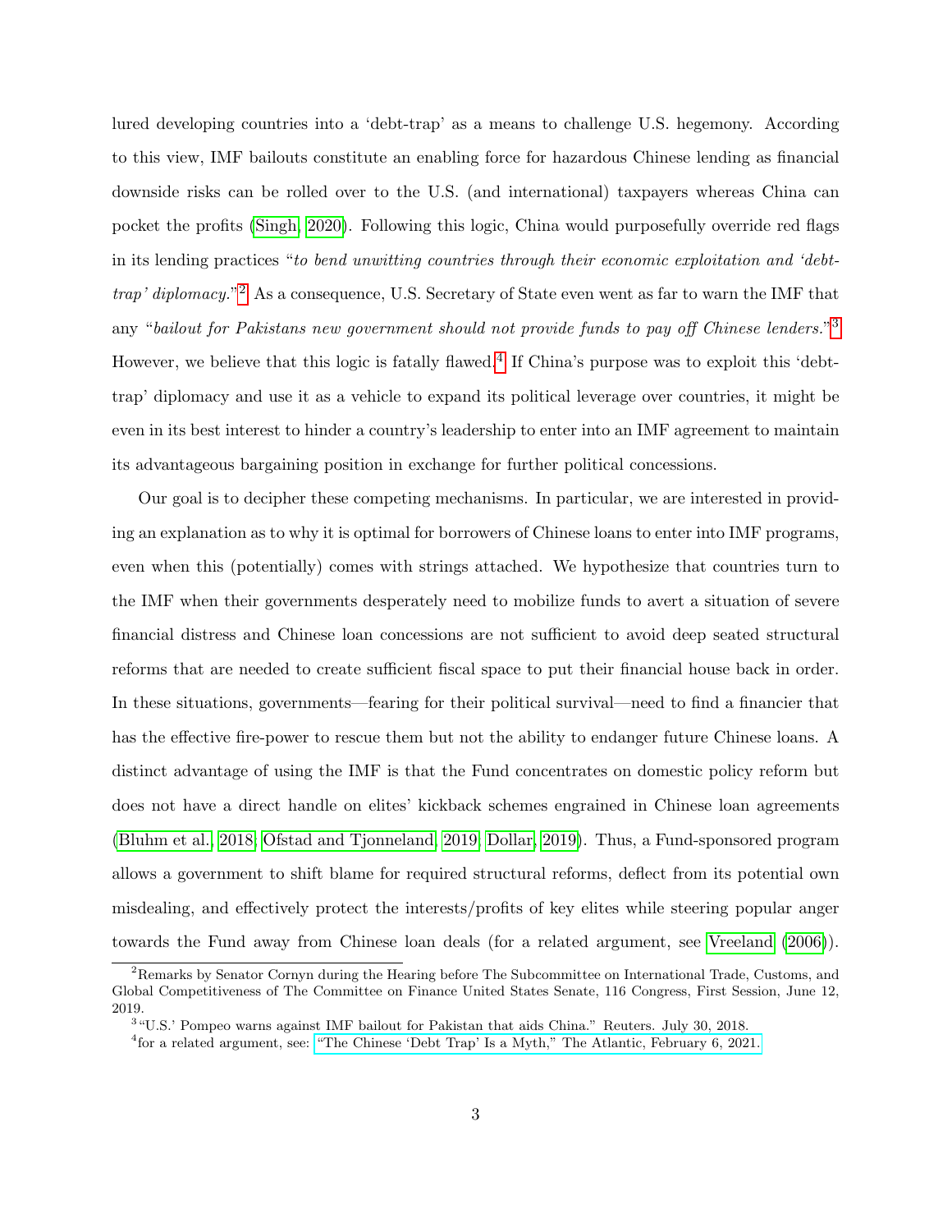lured developing countries into a 'debt-trap' as a means to challenge U.S. hegemony. According to this view, IMF bailouts constitute an enabling force for hazardous Chinese lending as financial downside risks can be rolled over to the U.S. (and international) taxpayers whereas China can pocket the profits (Singh, 2020). Following this logic, China would purposefully override red flags in its lending practices "*to bend unwitting countries through their economic exploitation and 'debt-trap' diplomacy.*"[2] As a consequence, U.S. Secretary of State even went as far to warn the IMF that any "*bailout for Pakistans new government should not provide funds to pay off Chinese lenders.*"[3] However, we believe that this logic is fatally flawed.[4] If China's purpose was to exploit this 'debt-trap' diplomacy and use it as a vehicle to expand its political leverage over countries, it might be even in its best interest to hinder a country's leadership to enter into an IMF agreement to maintain its advantageous bargaining position in exchange for further political concessions.

Our goal is to decipher these competing mechanisms. In particular, we are interested in providing an explanation as to why it is optimal for borrowers of Chinese loans to enter into IMF programs, even when this (potentially) comes with strings attached. We hypothesize that countries turn to the IMF when their governments desperately need to mobilize funds to avert a situation of severe financial distress and Chinese loan concessions are not sufficient to avoid deep seated structural reforms that are needed to create sufficient fiscal space to put their financial house back in order. In these situations, governments—fearing for their political survival—need to find a financier that has the effective fire-power to rescue them but not the ability to endanger future Chinese loans. A distinct advantage of using the IMF is that the Fund concentrates on domestic policy reform but does not have a direct handle on elites' kickback schemes engrained in Chinese loan agreements (Bluhm et al., 2018; Ofstad and Tjonneland, 2019; Dollar, 2019). Thus, a Fund-sponsored program allows a government to shift blame for required structural reforms, deflect from its potential own misdealing, and effectively protect the interests/profits of key elites while steering popular anger towards the Fund away from Chinese loan deals (for a related argument, see Vreeland (2006)).

[2] Remarks by Senator Cornyn during the Hearing before The Subcommittee on International Trade, Customs, and Global Competitiveness of The Committee on Finance United States Senate, 116 Congress, First Session, June 12, 2019.

[3] "U.S.' Pompeo warns against IMF bailout for Pakistan that aids China." Reuters. July 30, 2018.

[4] for a related argument, see: "The Chinese 'Debt Trap' Is a Myth," The Atlantic, February 6, 2021.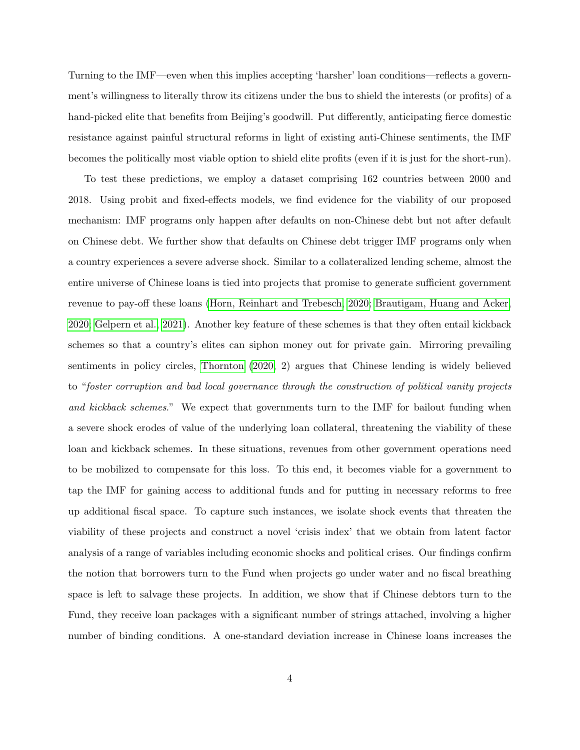Turning to the IMF—even when this implies accepting 'harsher' loan conditions—reflects a government's willingness to literally throw its citizens under the bus to shield the interests (or profits) of a hand-picked elite that benefits from Beijing's goodwill. Put differently, anticipating fierce domestic resistance against painful structural reforms in light of existing anti-Chinese sentiments, the IMF becomes the politically most viable option to shield elite profits (even if it is just for the short-run).

To test these predictions, we employ a dataset comprising 162 countries between 2000 and 2018. Using probit and fixed-effects models, we find evidence for the viability of our proposed mechanism: IMF programs only happen after defaults on non-Chinese debt but not after default on Chinese debt. We further show that defaults on Chinese debt trigger IMF programs only when a country experiences a severe adverse shock. Similar to a collateralized lending scheme, almost the entire universe of Chinese loans is tied into projects that promise to generate sufficient government revenue to pay-off these loans (Horn, Reinhart and Trebesch, 2020; Brautigam, Huang and Acker, 2020; Gelpern et al., 2021). Another key feature of these schemes is that they often entail kickback schemes so that a country's elites can siphon money out for private gain. Mirroring prevailing sentiments in policy circles, Thornton (2020, 2) argues that Chinese lending is widely believed to "*foster corruption and bad local governance through the construction of political vanity projects and kickback schemes*." We expect that governments turn to the IMF for bailout funding when a severe shock erodes of value of the underlying loan collateral, threatening the viability of these loan and kickback schemes. In these situations, revenues from other government operations need to be mobilized to compensate for this loss. To this end, it becomes viable for a government to tap the IMF for gaining access to additional funds and for putting in necessary reforms to free up additional fiscal space. To capture such instances, we isolate shock events that threaten the viability of these projects and construct a novel 'crisis index' that we obtain from latent factor analysis of a range of variables including economic shocks and political crises. Our findings confirm the notion that borrowers turn to the Fund when projects go under water and no fiscal breathing space is left to salvage these projects. In addition, we show that if Chinese debtors turn to the Fund, they receive loan packages with a significant number of strings attached, involving a higher number of binding conditions. A one-standard deviation increase in Chinese loans increases the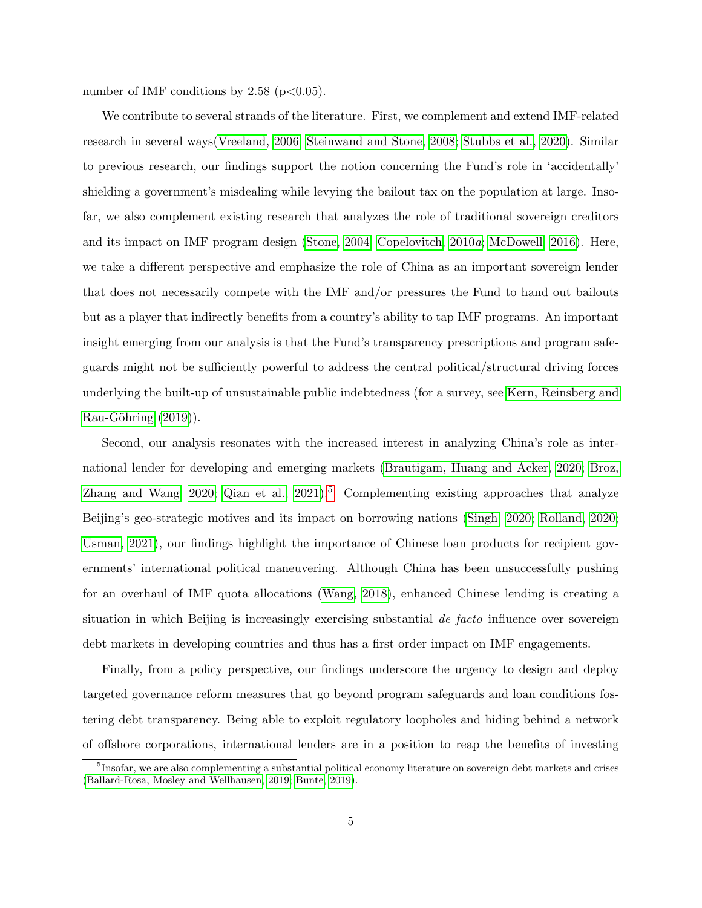number of IMF conditions by 2.58 ($p<0.05$).

We contribute to several strands of the literature. First, we complement and extend IMF-related research in several ways(Vreeland, 2006; Steinwand and Stone, 2008; Stubbs et al., 2020). Similar to previous research, our findings support the notion concerning the Fund's role in 'accidentally' shielding a government's misdealing while levying the bailout tax on the population at large. Insofar, we also complement existing research that analyzes the role of traditional sovereign creditors and its impact on IMF program design (Stone, 2004; Copelovitch, 2010*a*; McDowell, 2016). Here, we take a different perspective and emphasize the role of China as an important sovereign lender that does not necessarily compete with the IMF and/or pressures the Fund to hand out bailouts but as a player that indirectly benefits from a country's ability to tap IMF programs. An important insight emerging from our analysis is that the Fund's transparency prescriptions and program safeguards might not be sufficiently powerful to address the central political/structural driving forces underlying the built-up of unsustainable public indebtedness (for a survey, see Kern, Reinsberg and Rau-Göhring (2019)).

Second, our analysis resonates with the increased interest in analyzing China's role as international lender for developing and emerging markets (Brautigam, Huang and Acker, 2020; Broz, Zhang and Wang, 2020; Qian et al., 2021).[5] Complementing existing approaches that analyze Beijing's geo-strategic motives and its impact on borrowing nations (Singh, 2020; Rolland, 2020; Usman, 2021), our findings highlight the importance of Chinese loan products for recipient governments' international political maneuvering. Although China has been unsuccessfully pushing for an overhaul of IMF quota allocations (Wang, 2018), enhanced Chinese lending is creating a situation in which Beijing is increasingly exercising substantial *de facto* influence over sovereign debt markets in developing countries and thus has a first order impact on IMF engagements.

Finally, from a policy perspective, our findings underscore the urgency to design and deploy targeted governance reform measures that go beyond program safeguards and loan conditions fostering debt transparency. Being able to exploit regulatory loopholes and hiding behind a network of offshore corporations, international lenders are in a position to reap the benefits of investing

[5] Insofar, we are also complementing a substantial political economy literature on sovereign debt markets and crises (Ballard-Rosa, Mosley and Wellhausen, 2019; Bunte, 2019).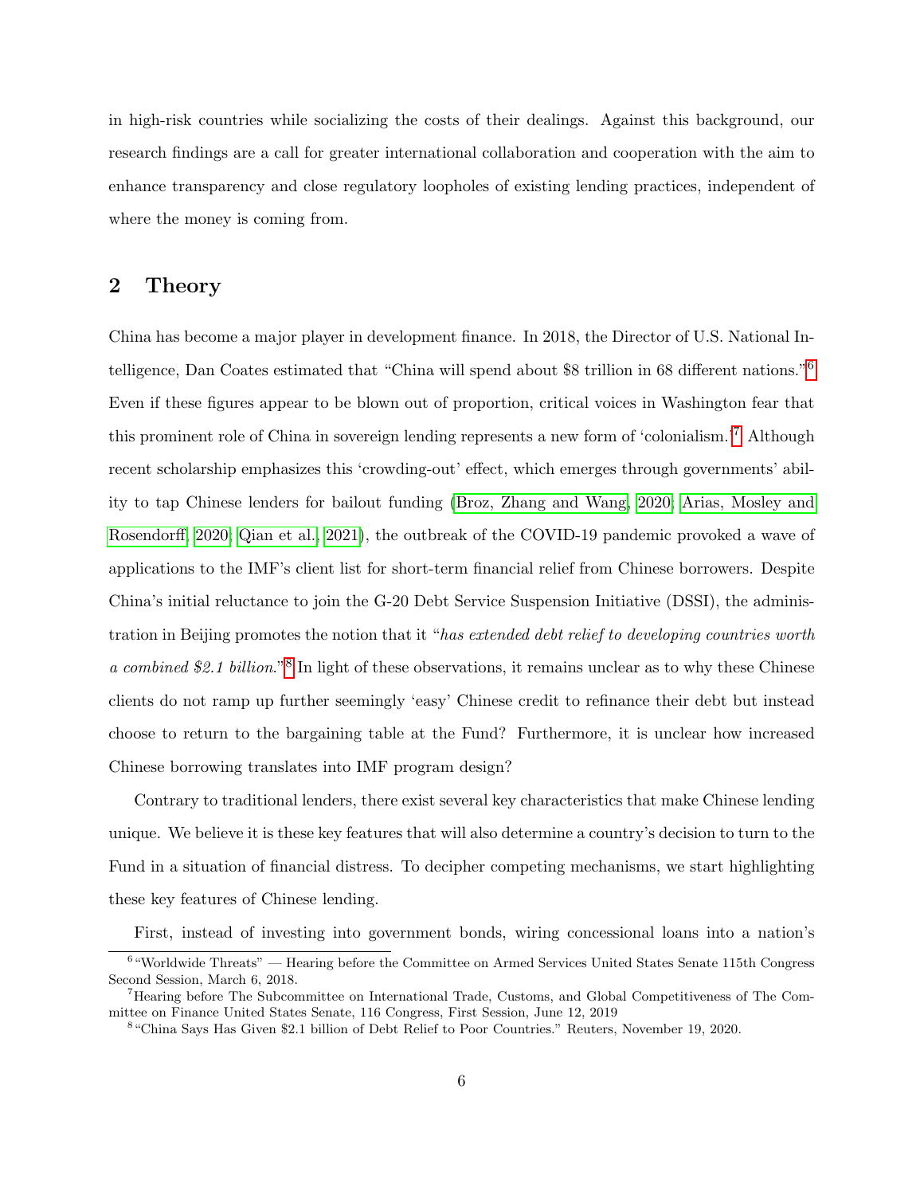in high-risk countries while socializing the costs of their dealings. Against this background, our research findings are a call for greater international collaboration and cooperation with the aim to enhance transparency and close regulatory loopholes of existing lending practices, independent of where the money is coming from.

## 2 Theory

China has become a major player in development finance. In 2018, the Director of U.S. National Intelligence, Dan Coates estimated that "China will spend about $8 trillion in 68 different nations."[6] Even if these figures appear to be blown out of proportion, critical voices in Washington fear that this prominent role of China in sovereign lending represents a new form of 'colonialism.'[7] Although recent scholarship emphasizes this 'crowding-out' effect, which emerges through governments' ability to tap Chinese lenders for bailout funding (Broz, Zhang and Wang, 2020; Arias, Mosley and Rosendorff, 2020; Qian et al., 2021), the outbreak of the COVID-19 pandemic provoked a wave of applications to the IMF's client list for short-term financial relief from Chinese borrowers. Despite China's initial reluctance to join the G-20 Debt Service Suspension Initiative (DSSI), the administration in Beijing promotes the notion that it "*has extended debt relief to developing countries worth a combined $2.1 billion*."[8] In light of these observations, it remains unclear as to why these Chinese clients do not ramp up further seemingly 'easy' Chinese credit to refinance their debt but instead choose to return to the bargaining table at the Fund? Furthermore, it is unclear how increased Chinese borrowing translates into IMF program design?

Contrary to traditional lenders, there exist several key characteristics that make Chinese lending unique. We believe it is these key features that will also determine a country's decision to turn to the Fund in a situation of financial distress. To decipher competing mechanisms, we start highlighting these key features of Chinese lending.

First, instead of investing into government bonds, wiring concessional loans into a nation's

[6] "Worldwide Threats" — Hearing before the Committee on Armed Services United States Senate 115th Congress Second Session, March 6, 2018.

[7] Hearing before The Subcommittee on International Trade, Customs, and Global Competitiveness of The Committee on Finance United States Senate, 116 Congress, First Session, June 12, 2019

[8] "China Says Has Given $2.1 billion of Debt Relief to Poor Countries." Reuters, November 19, 2020.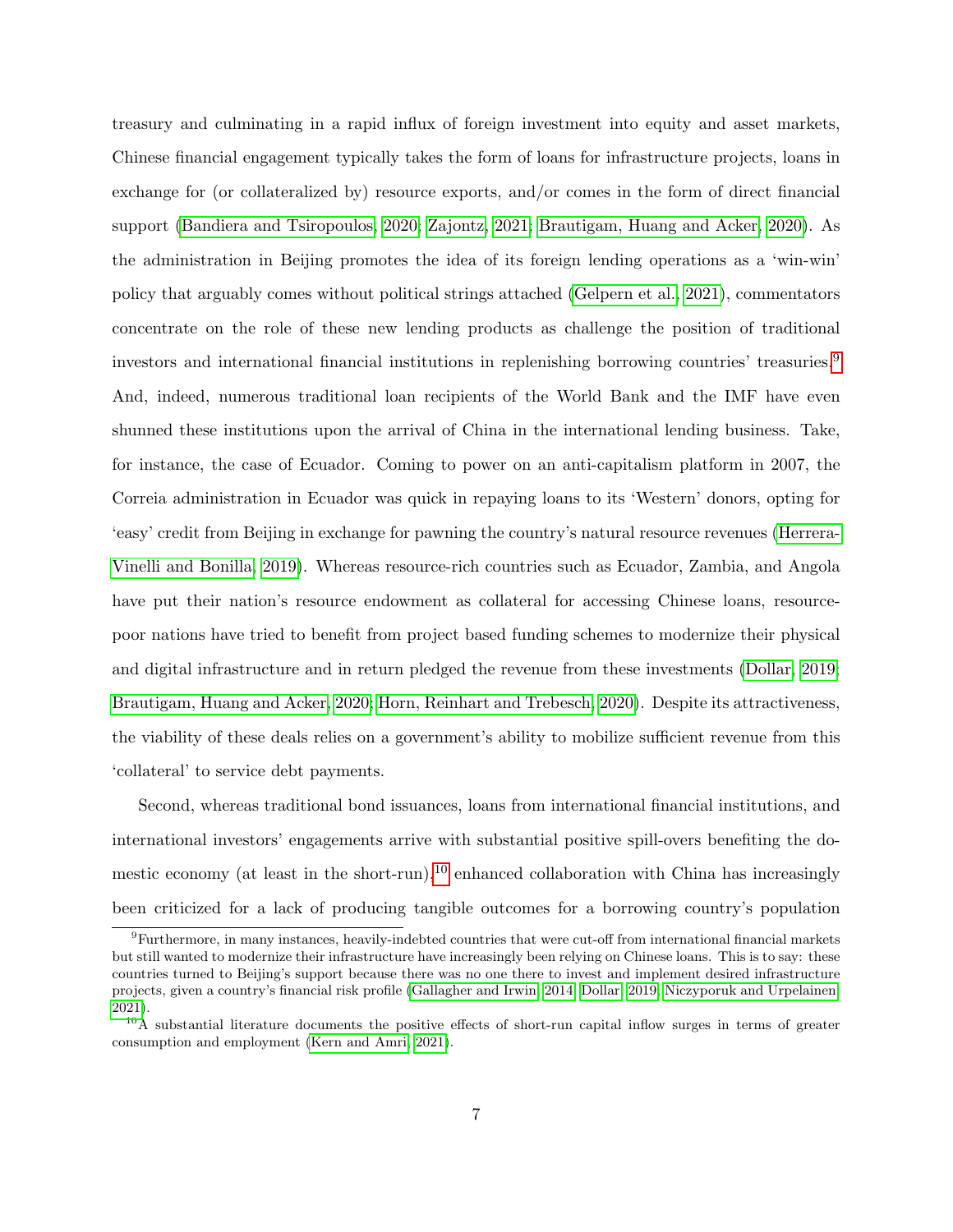treasury and culminating in a rapid influx of foreign investment into equity and asset markets, Chinese financial engagement typically takes the form of loans for infrastructure projects, loans in exchange for (or collateralized by) resource exports, and/or comes in the form of direct financial support (Bandiera and Tsiropoulos, 2020; Zajontz, 2021; Brautigam, Huang and Acker, 2020). As the administration in Beijing promotes the idea of its foreign lending operations as a 'win-win' policy that arguably comes without political strings attached (Gelpern et al., 2021), commentators concentrate on the role of these new lending products as challenge the position of traditional investors and international financial institutions in replenishing borrowing countries' treasuries.[9] And, indeed, numerous traditional loan recipients of the World Bank and the IMF have even shunned these institutions upon the arrival of China in the international lending business. Take, for instance, the case of Ecuador. Coming to power on an anti-capitalism platform in 2007, the Correia administration in Ecuador was quick in repaying loans to its 'Western' donors, opting for 'easy' credit from Beijing in exchange for pawning the country's natural resource revenues (Herrera-Vinelli and Bonilla, 2019). Whereas resource-rich countries such as Ecuador, Zambia, and Angola have put their nation's resource endowment as collateral for accessing Chinese loans, resource-poor nations have tried to benefit from project based funding schemes to modernize their physical and digital infrastructure and in return pledged the revenue from these investments (Dollar, 2019; Brautigam, Huang and Acker, 2020; Horn, Reinhart and Trebesch, 2020). Despite its attractiveness, the viability of these deals relies on a government's ability to mobilize sufficient revenue from this 'collateral' to service debt payments.

Second, whereas traditional bond issuances, loans from international financial institutions, and international investors' engagements arrive with substantial positive spill-overs benefiting the domestic economy (at least in the short-run),[10] enhanced collaboration with China has increasingly been criticized for a lack of producing tangible outcomes for a borrowing country's population

[9] Furthermore, in many instances, heavily-indebted countries that were cut-off from international financial markets but still wanted to modernize their infrastructure have increasingly been relying on Chinese loans. This is to say: these countries turned to Beijing's support because there was no one there to invest and implement desired infrastructure projects, given a country's financial risk profile (Gallagher and Irwin, 2014; Dollar, 2019; Niczyporuk and Urpelainen, 2021).

[10] A substantial literature documents the positive effects of short-run capital inflow surges in terms of greater consumption and employment (Kern and Amri, 2021).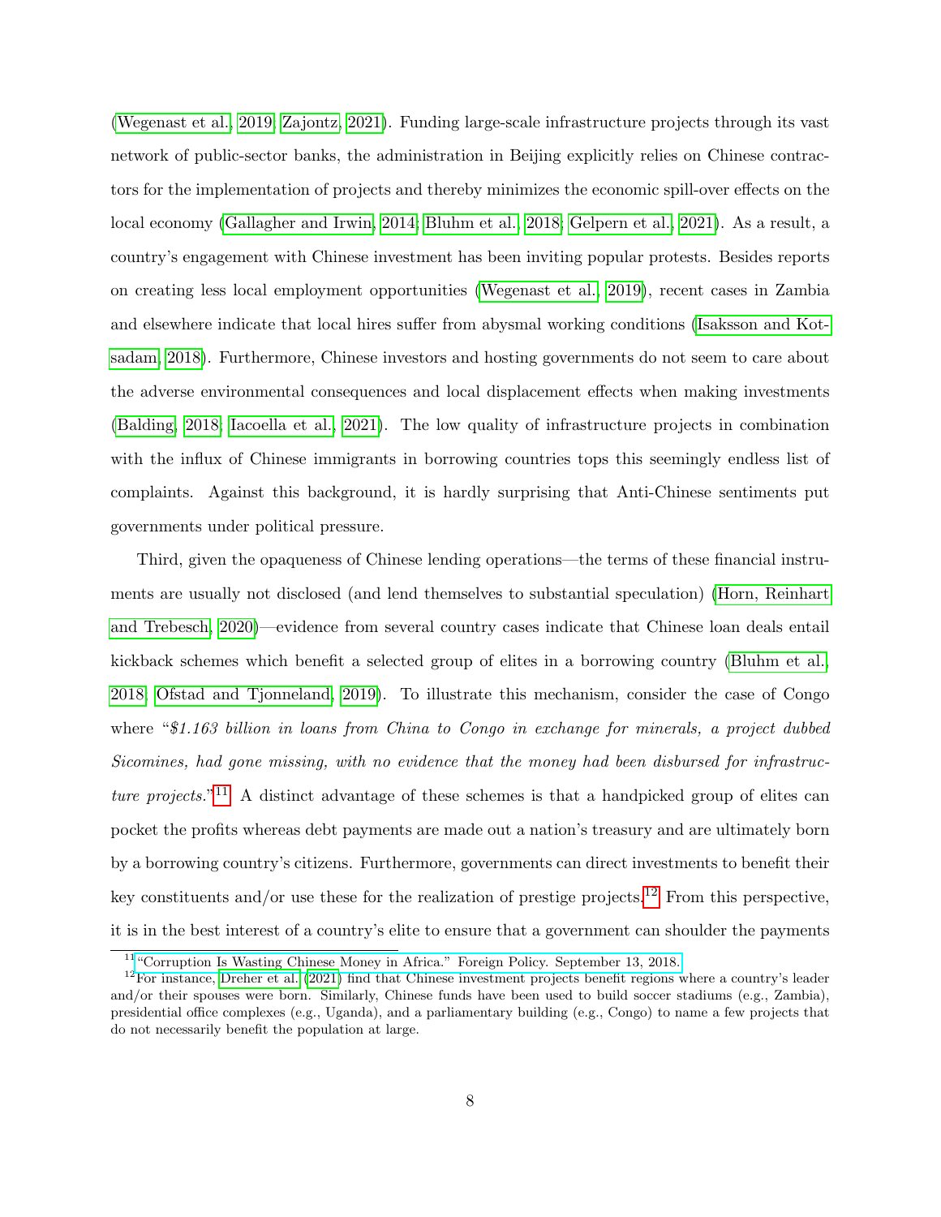(Wegenast et al., 2019; Zajontz, 2021). Funding large-scale infrastructure projects through its vast network of public-sector banks, the administration in Beijing explicitly relies on Chinese contractors for the implementation of projects and thereby minimizes the economic spill-over effects on the local economy (Gallagher and Irwin, 2014; Bluhm et al., 2018; Gelpern et al., 2021). As a result, a country's engagement with Chinese investment has been inviting popular protests. Besides reports on creating less local employment opportunities (Wegenast et al., 2019), recent cases in Zambia and elsewhere indicate that local hires suffer from abysmal working conditions (Isaksson and Kotsadam, 2018). Furthermore, Chinese investors and hosting governments do not seem to care about the adverse environmental consequences and local displacement effects when making investments (Balding, 2018; Iacoella et al., 2021). The low quality of infrastructure projects in combination with the influx of Chinese immigrants in borrowing countries tops this seemingly endless list of complaints. Against this background, it is hardly surprising that Anti-Chinese sentiments put governments under political pressure.

Third, given the opaqueness of Chinese lending operations—the terms of these financial instruments are usually not disclosed (and lend themselves to substantial speculation) (Horn, Reinhart and Trebesch, 2020)—evidence from several country cases indicate that Chinese loan deals entail kickback schemes which benefit a selected group of elites in a borrowing country (Bluhm et al., 2018; Ofstad and Tjonneland, 2019). To illustrate this mechanism, consider the case of Congo where "*$1.163 billion in loans from China to Congo in exchange for minerals, a project dubbed Sicomines, had gone missing, with no evidence that the money had been disbursed for infrastructure projects.*"[11] A distinct advantage of these schemes is that a handpicked group of elites can pocket the profits whereas debt payments are made out a nation's treasury and are ultimately born by a borrowing country's citizens. Furthermore, governments can direct investments to benefit their key constituents and/or use these for the realization of prestige projects.[12] From this perspective, it is in the best interest of a country's elite to ensure that a government can shoulder the payments

[11] "Corruption Is Wasting Chinese Money in Africa." Foreign Policy. September 13, 2018.

[12] For instance, Dreher et al. (2021) find that Chinese investment projects benefit regions where a country's leader and/or their spouses were born. Similarly, Chinese funds have been used to build soccer stadiums (e.g., Zambia), presidential office complexes (e.g., Uganda), and a parliamentary building (e.g., Congo) to name a few projects that do not necessarily benefit the population at large.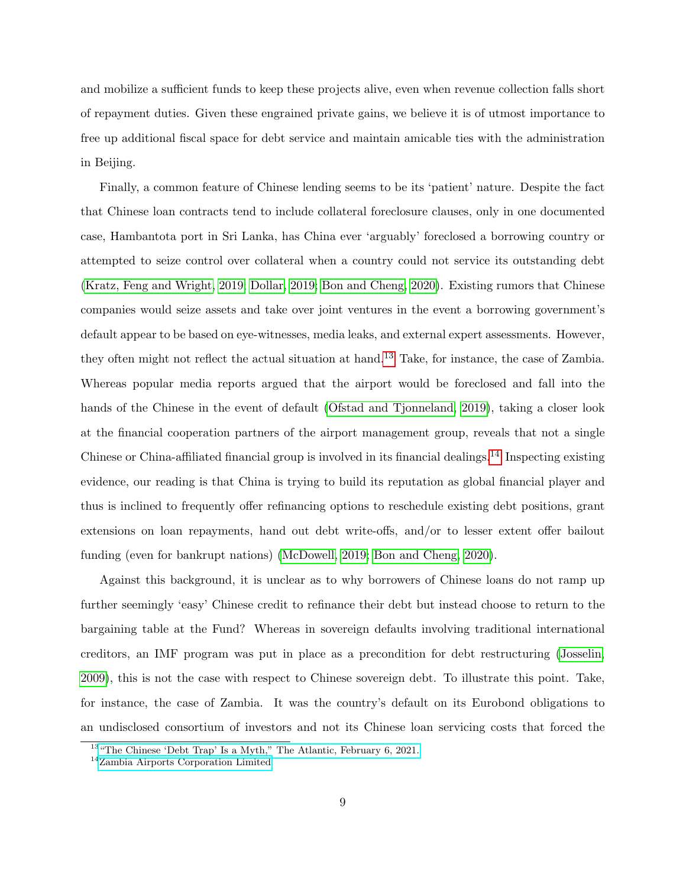and mobilize a sufficient funds to keep these projects alive, even when revenue collection falls short of repayment duties. Given these engrained private gains, we believe it is of utmost importance to free up additional fiscal space for debt service and maintain amicable ties with the administration in Beijing.

Finally, a common feature of Chinese lending seems to be its 'patient' nature. Despite the fact that Chinese loan contracts tend to include collateral foreclosure clauses, only in one documented case, Hambantota port in Sri Lanka, has China ever 'arguably' foreclosed a borrowing country or attempted to seize control over collateral when a country could not service its outstanding debt (Kratz, Feng and Wright, 2019; Dollar, 2019; Bon and Cheng, 2020). Existing rumors that Chinese companies would seize assets and take over joint ventures in the event a borrowing government's default appear to be based on eye-witnesses, media leaks, and external expert assessments. However, they often might not reflect the actual situation at hand.[13] Take, for instance, the case of Zambia. Whereas popular media reports argued that the airport would be foreclosed and fall into the hands of the Chinese in the event of default (Ofstad and Tjonneland, 2019), taking a closer look at the financial cooperation partners of the airport management group, reveals that not a single Chinese or China-affiliated financial group is involved in its financial dealings.[14] Inspecting existing evidence, our reading is that China is trying to build its reputation as global financial player and thus is inclined to frequently offer refinancing options to reschedule existing debt positions, grant extensions on loan repayments, hand out debt write-offs, and/or to lesser extent offer bailout funding (even for bankrupt nations) (McDowell, 2019; Bon and Cheng, 2020).

Against this background, it is unclear as to why borrowers of Chinese loans do not ramp up further seemingly 'easy' Chinese credit to refinance their debt but instead choose to return to the bargaining table at the Fund? Whereas in sovereign defaults involving traditional international creditors, an IMF program was put in place as a precondition for debt restructuring (Josselin, 2009), this is not the case with respect to Chinese sovereign debt. To illustrate this point. Take, for instance, the case of Zambia. It was the country's default on its Eurobond obligations to an undisclosed consortium of investors and not its Chinese loan servicing costs that forced the

[13] "The Chinese 'Debt Trap' Is a Myth," The Atlantic, February 6, 2021.

[14] Zambia Airports Corporation Limited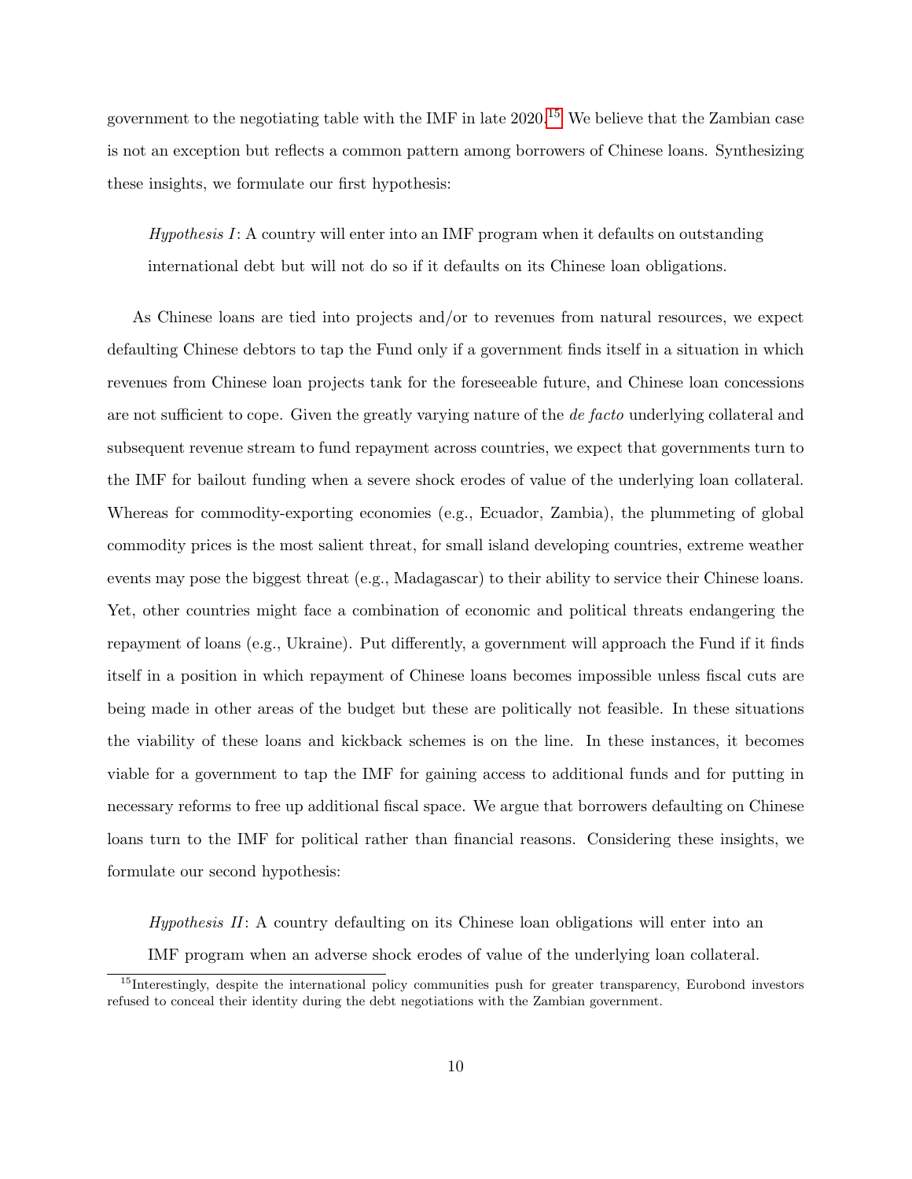government to the negotiating table with the IMF in late 2020.[15] We believe that the Zambian case is not an exception but reflects a common pattern among borrowers of Chinese loans. Synthesizing these insights, we formulate our first hypothesis:

> *Hypothesis I*: A country will enter into an IMF program when it defaults on outstanding international debt but will not do so if it defaults on its Chinese loan obligations.

As Chinese loans are tied into projects and/or to revenues from natural resources, we expect defaulting Chinese debtors to tap the Fund only if a government finds itself in a situation in which revenues from Chinese loan projects tank for the foreseeable future, and Chinese loan concessions are not sufficient to cope. Given the greatly varying nature of the *de facto* underlying collateral and subsequent revenue stream to fund repayment across countries, we expect that governments turn to the IMF for bailout funding when a severe shock erodes of value of the underlying loan collateral. Whereas for commodity-exporting economies (e.g., Ecuador, Zambia), the plummeting of global commodity prices is the most salient threat, for small island developing countries, extreme weather events may pose the biggest threat (e.g., Madagascar) to their ability to service their Chinese loans. Yet, other countries might face a combination of economic and political threats endangering the repayment of loans (e.g., Ukraine). Put differently, a government will approach the Fund if it finds itself in a position in which repayment of Chinese loans becomes impossible unless fiscal cuts are being made in other areas of the budget but these are politically not feasible. In these situations the viability of these loans and kickback schemes is on the line. In these instances, it becomes viable for a government to tap the IMF for gaining access to additional funds and for putting in necessary reforms to free up additional fiscal space. We argue that borrowers defaulting on Chinese loans turn to the IMF for political rather than financial reasons. Considering these insights, we formulate our second hypothesis:

> *Hypothesis II*: A country defaulting on its Chinese loan obligations will enter into an IMF program when an adverse shock erodes of value of the underlying loan collateral.

[15] Interestingly, despite the international policy communities push for greater transparency, Eurobond investors refused to conceal their identity during the debt negotiations with the Zambian government.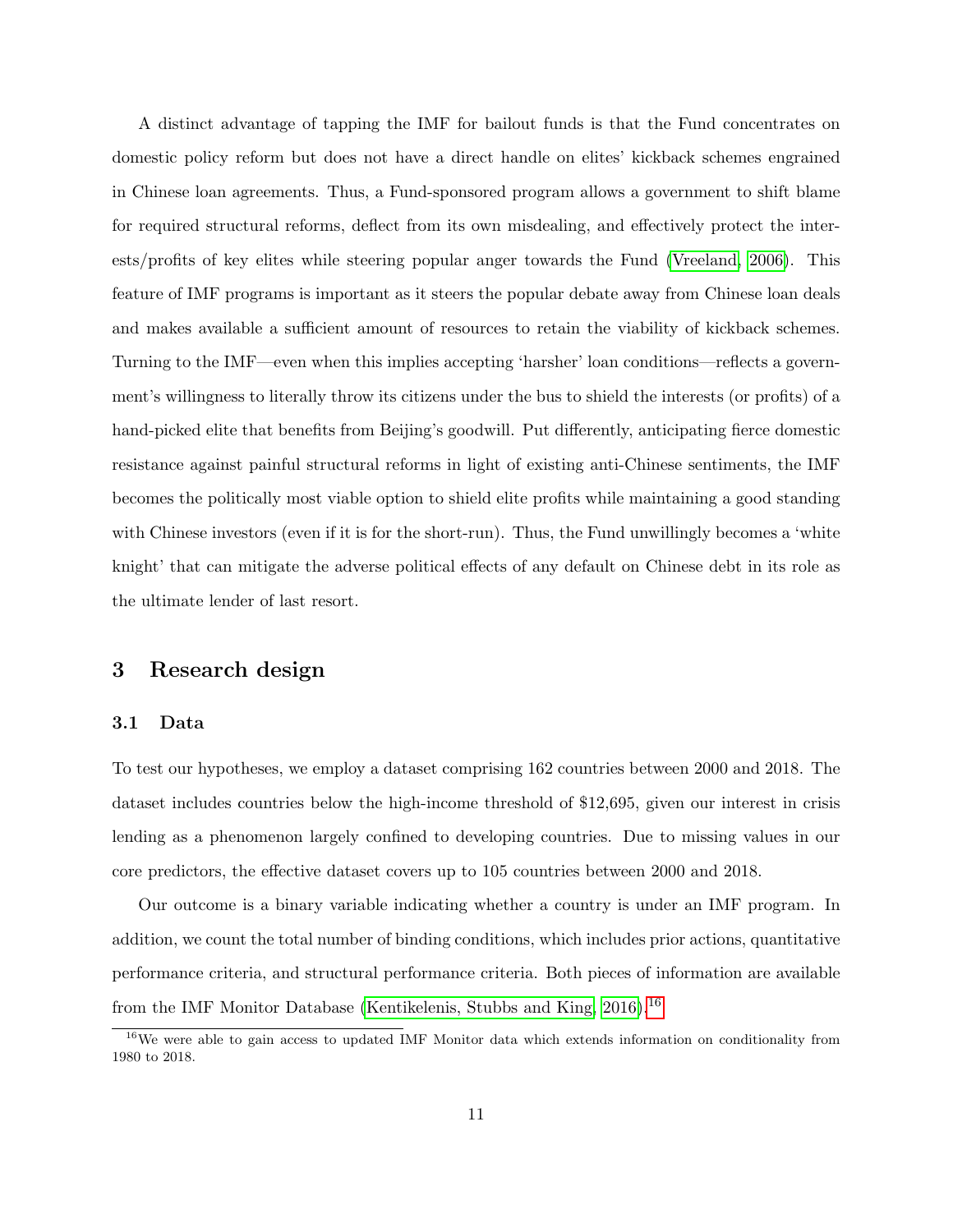A distinct advantage of tapping the IMF for bailout funds is that the Fund concentrates on domestic policy reform but does not have a direct handle on elites' kickback schemes engrained in Chinese loan agreements. Thus, a Fund-sponsored program allows a government to shift blame for required structural reforms, deflect from its own misdealing, and effectively protect the interests/profits of key elites while steering popular anger towards the Fund (Vreeland, 2006). This feature of IMF programs is important as it steers the popular debate away from Chinese loan deals and makes available a sufficient amount of resources to retain the viability of kickback schemes. Turning to the IMF—even when this implies accepting 'harsher' loan conditions—reflects a government's willingness to literally throw its citizens under the bus to shield the interests (or profits) of a hand-picked elite that benefits from Beijing's goodwill. Put differently, anticipating fierce domestic resistance against painful structural reforms in light of existing anti-Chinese sentiments, the IMF becomes the politically most viable option to shield elite profits while maintaining a good standing with Chinese investors (even if it is for the short-run). Thus, the Fund unwillingly becomes a 'white knight' that can mitigate the adverse political effects of any default on Chinese debt in its role as the ultimate lender of last resort.

## 3 Research design

### 3.1 Data

To test our hypotheses, we employ a dataset comprising 162 countries between 2000 and 2018. The dataset includes countries below the high-income threshold of $12,695, given our interest in crisis lending as a phenomenon largely confined to developing countries. Due to missing values in our core predictors, the effective dataset covers up to 105 countries between 2000 and 2018.

Our outcome is a binary variable indicating whether a country is under an IMF program. In addition, we count the total number of binding conditions, which includes prior actions, quantitative performance criteria, and structural performance criteria. Both pieces of information are available from the IMF Monitor Database (Kentikelenis, Stubbs and King, 2016).[16]

[16] We were able to gain access to updated IMF Monitor data which extends information on conditionality from 1980 to 2018.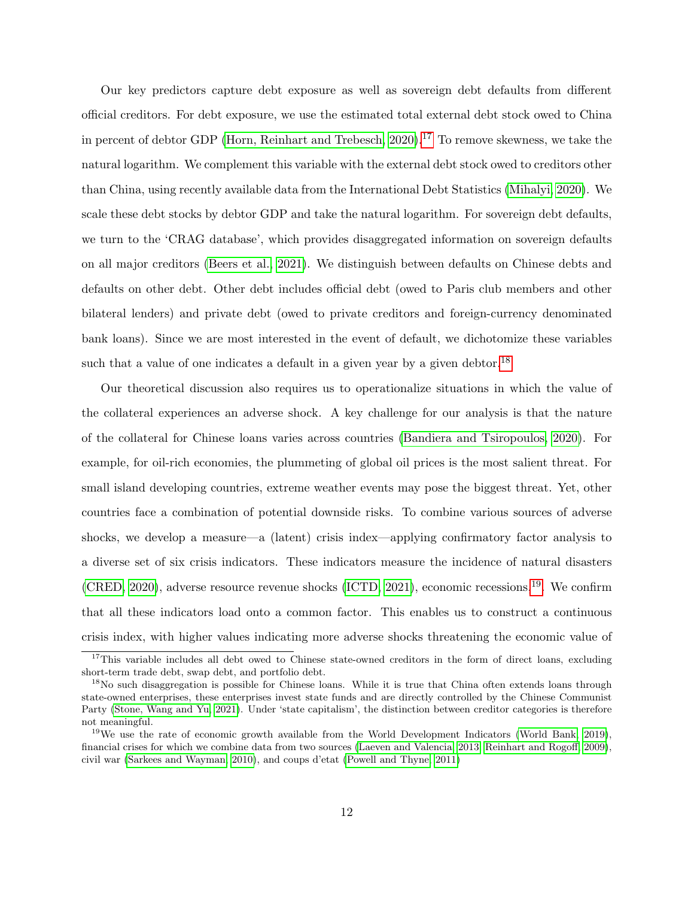Our key predictors capture debt exposure as well as sovereign debt defaults from different official creditors. For debt exposure, we use the estimated total external debt stock owed to China in percent of debtor GDP (Horn, Reinhart and Trebesch, 2020).[17] To remove skewness, we take the natural logarithm. We complement this variable with the external debt stock owed to creditors other than China, using recently available data from the International Debt Statistics (Mihalyi, 2020). We scale these debt stocks by debtor GDP and take the natural logarithm. For sovereign debt defaults, we turn to the 'CRAG database', which provides disaggregated information on sovereign defaults on all major creditors (Beers et al., 2021). We distinguish between defaults on Chinese debts and defaults on other debt. Other debt includes official debt (owed to Paris club members and other bilateral lenders) and private debt (owed to private creditors and foreign-currency denominated bank loans). Since we are most interested in the event of default, we dichotomize these variables such that a value of one indicates a default in a given year by a given debtor.[18]

Our theoretical discussion also requires us to operationalize situations in which the value of the collateral experiences an adverse shock. A key challenge for our analysis is that the nature of the collateral for Chinese loans varies across countries (Bandiera and Tsiropoulos, 2020). For example, for oil-rich economies, the plummeting of global oil prices is the most salient threat. For small island developing countries, extreme weather events may pose the biggest threat. Yet, other countries face a combination of potential downside risks. To combine various sources of adverse shocks, we develop a measure—a (latent) crisis index—applying confirmatory factor analysis to a diverse set of six crisis indicators. These indicators measure the incidence of natural disasters (CRED, 2020), adverse resource revenue shocks (ICTD, 2021), economic recessions.[19]. We confirm that all these indicators load onto a common factor. This enables us to construct a continuous crisis index, with higher values indicating more adverse shocks threatening the economic value of

---

[17] This variable includes all debt owed to Chinese state-owned creditors in the form of direct loans, excluding short-term trade debt, swap debt, and portfolio debt.

[18] No such disaggregation is possible for Chinese loans. While it is true that China often extends loans through state-owned enterprises, these enterprises invest state funds and are directly controlled by the Chinese Communist Party (Stone, Wang and Yu, 2021). Under 'state capitalism', the distinction between creditor categories is therefore not meaningful.

[19] We use the rate of economic growth available from the World Development Indicators (World Bank, 2019), financial crises for which we combine data from two sources (Laeven and Valencia, 2013; Reinhart and Rogoff, 2009), civil war (Sarkees and Wayman, 2010), and coups d'etat (Powell and Thyne, 2011)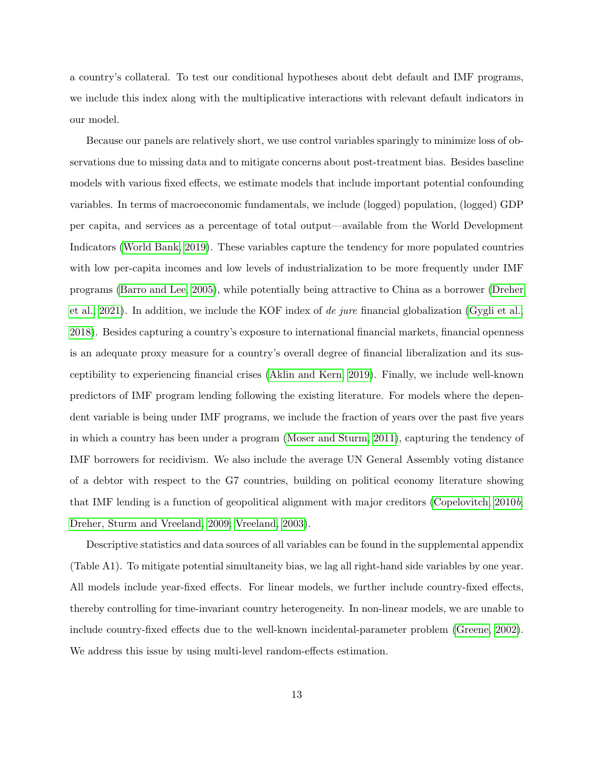a country's collateral. To test our conditional hypotheses about debt default and IMF programs, we include this index along with the multiplicative interactions with relevant default indicators in our model.

Because our panels are relatively short, we use control variables sparingly to minimize loss of observations due to missing data and to mitigate concerns about post-treatment bias. Besides baseline models with various fixed effects, we estimate models that include important potential confounding variables. In terms of macroeconomic fundamentals, we include (logged) population, (logged) GDP per capita, and services as a percentage of total output—available from the World Development Indicators (World Bank, 2019). These variables capture the tendency for more populated countries with low per-capita incomes and low levels of industrialization to be more frequently under IMF programs (Barro and Lee, 2005), while potentially being attractive to China as a borrower (Dreher et al., 2021). In addition, we include the KOF index of *de jure* financial globalization (Gygli et al., 2018). Besides capturing a country's exposure to international financial markets, financial openness is an adequate proxy measure for a country's overall degree of financial liberalization and its susceptibility to experiencing financial crises (Aklin and Kern, 2019). Finally, we include well-known predictors of IMF program lending following the existing literature. For models where the dependent variable is being under IMF programs, we include the fraction of years over the past five years in which a country has been under a program (Moser and Sturm, 2011), capturing the tendency of IMF borrowers for recidivism. We also include the average UN General Assembly voting distance of a debtor with respect to the G7 countries, building on political economy literature showing that IMF lending is a function of geopolitical alignment with major creditors (Copelovitch, 2010*b*; Dreher, Sturm and Vreeland, 2009; Vreeland, 2003).

Descriptive statistics and data sources of all variables can be found in the supplemental appendix (Table A1). To mitigate potential simultaneity bias, we lag all right-hand side variables by one year. All models include year-fixed effects. For linear models, we further include country-fixed effects, thereby controlling for time-invariant country heterogeneity. In non-linear models, we are unable to include country-fixed effects due to the well-known incidental-parameter problem (Greene, 2002). We address this issue by using multi-level random-effects estimation.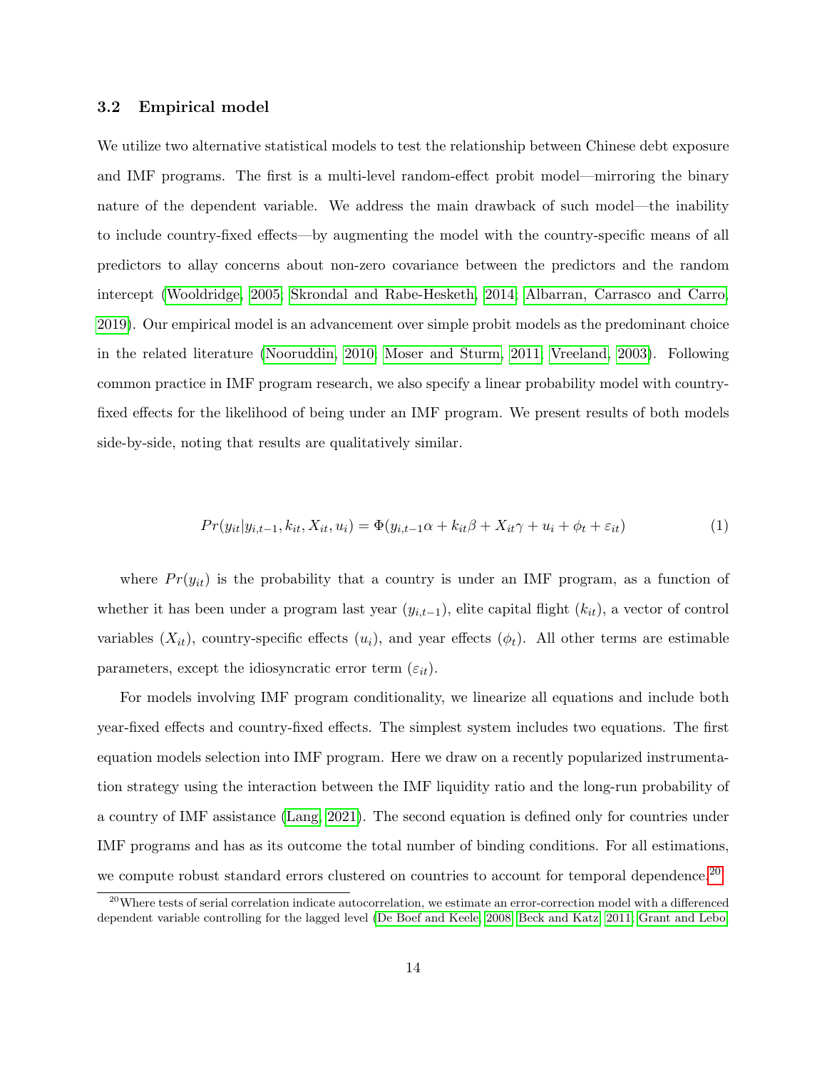### 3.2 Empirical model

We utilize two alternative statistical models to test the relationship between Chinese debt exposure and IMF programs. The first is a multi-level random-effect probit model—mirroring the binary nature of the dependent variable. We address the main drawback of such model—the inability to include country-fixed effects—by augmenting the model with the country-specific means of all predictors to allay concerns about non-zero covariance between the predictors and the random intercept (Wooldridge, 2005; Skrondal and Rabe-Hesketh, 2014; Albarran, Carrasco and Carro, 2019). Our empirical model is an advancement over simple probit models as the predominant choice in the related literature (Nooruddin, 2010; Moser and Sturm, 2011; Vreeland, 2003). Following common practice in IMF program research, we also specify a linear probability model with country-fixed effects for the likelihood of being under an IMF program. We present results of both models side-by-side, noting that results are qualitatively similar.

$$Pr(y_{it}|y_{i,t-1}, k_{it}, X_{it}, u_i) = \Phi(y_{i,t-1}\alpha + k_{it}\beta + X_{it}\gamma + u_i + \phi_t + \varepsilon_{it}) \tag{1}$$

where $Pr(y_{it})$ is the probability that a country is under an IMF program, as a function of whether it has been under a program last year ($y_{i,t-1}$), elite capital flight ($k_{it}$), a vector of control variables ($X_{it}$), country-specific effects ($u_i$), and year effects ($\phi_t$). All other terms are estimable parameters, except the idiosyncratic error term ($\varepsilon_{it}$).

For models involving IMF program conditionality, we linearize all equations and include both year-fixed effects and country-fixed effects. The simplest system includes two equations. The first equation models selection into IMF program. Here we draw on a recently popularized instrumentation strategy using the interaction between the IMF liquidity ratio and the long-run probability of a country of IMF assistance (Lang, 2021). The second equation is defined only for countries under IMF programs and has as its outcome the total number of binding conditions. For all estimations, we compute robust standard errors clustered on countries to account for temporal dependence.[20]

[20] Where tests of serial correlation indicate autocorrelation, we estimate an error-correction model with a differenced dependent variable controlling for the lagged level (De Boef and Keele, 2008; Beck and Katz, 2011; Grant and Lebo,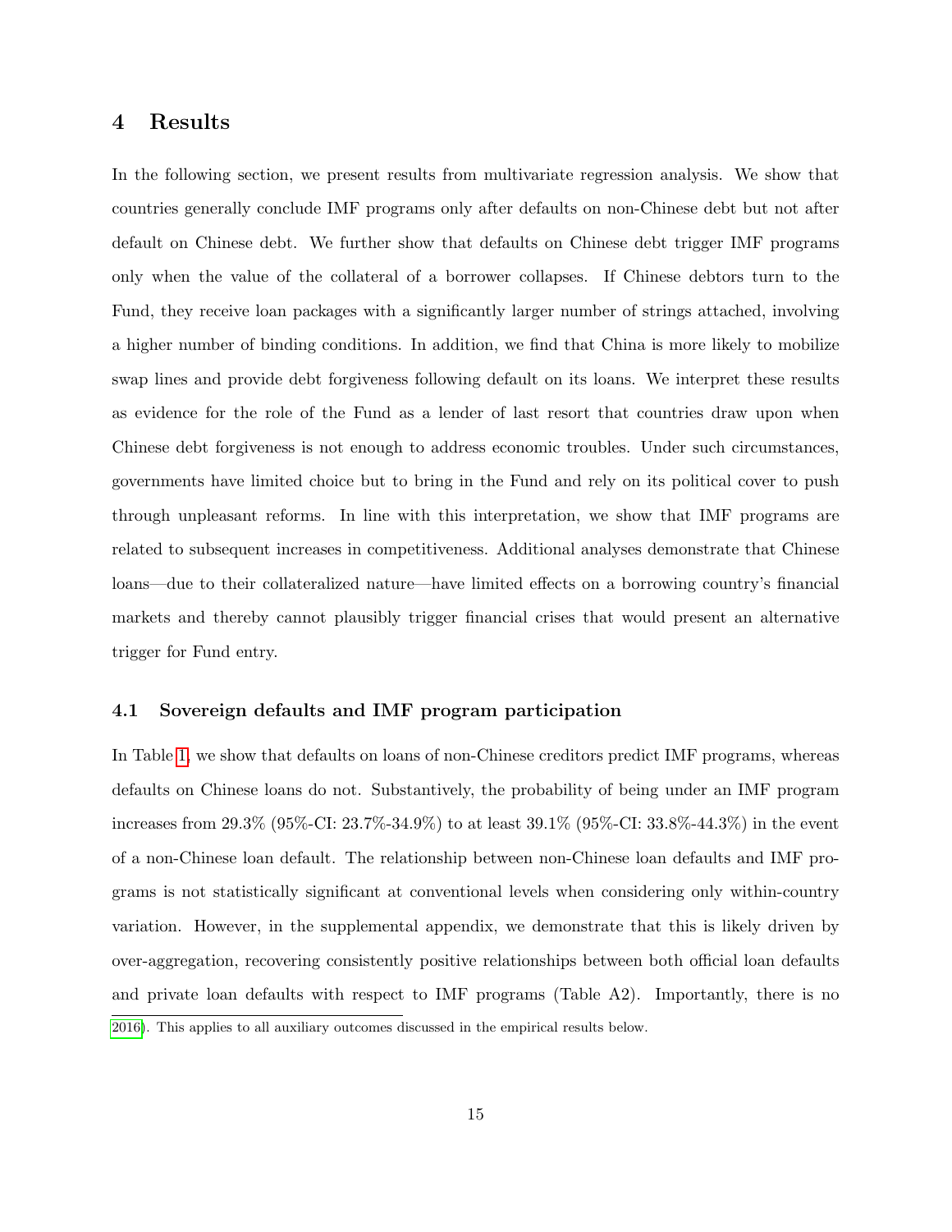## 4 Results

In the following section, we present results from multivariate regression analysis. We show that countries generally conclude IMF programs only after defaults on non-Chinese debt but not after default on Chinese debt. We further show that defaults on Chinese debt trigger IMF programs only when the value of the collateral of a borrower collapses. If Chinese debtors turn to the Fund, they receive loan packages with a significantly larger number of strings attached, involving a higher number of binding conditions. In addition, we find that China is more likely to mobilize swap lines and provide debt forgiveness following default on its loans. We interpret these results as evidence for the role of the Fund as a lender of last resort that countries draw upon when Chinese debt forgiveness is not enough to address economic troubles. Under such circumstances, governments have limited choice but to bring in the Fund and rely on its political cover to push through unpleasant reforms. In line with this interpretation, we show that IMF programs are related to subsequent increases in competitiveness. Additional analyses demonstrate that Chinese loans—due to their collateralized nature—have limited effects on a borrowing country's financial markets and thereby cannot plausibly trigger financial crises that would present an alternative trigger for Fund entry.

### 4.1 Sovereign defaults and IMF program participation

In Table 1, we show that defaults on loans of non-Chinese creditors predict IMF programs, whereas defaults on Chinese loans do not. Substantively, the probability of being under an IMF program increases from 29.3% (95%-CI: 23.7%-34.9%) to at least 39.1% (95%-CI: 33.8%-44.3%) in the event of a non-Chinese loan default. The relationship between non-Chinese loan defaults and IMF programs is not statistically significant at conventional levels when considering only within-country variation. However, in the supplemental appendix, we demonstrate that this is likely driven by over-aggregation, recovering consistently positive relationships between both official loan defaults and private loan defaults with respect to IMF programs (Table A2). Importantly, there is no

2016). This applies to all auxiliary outcomes discussed in the empirical results below.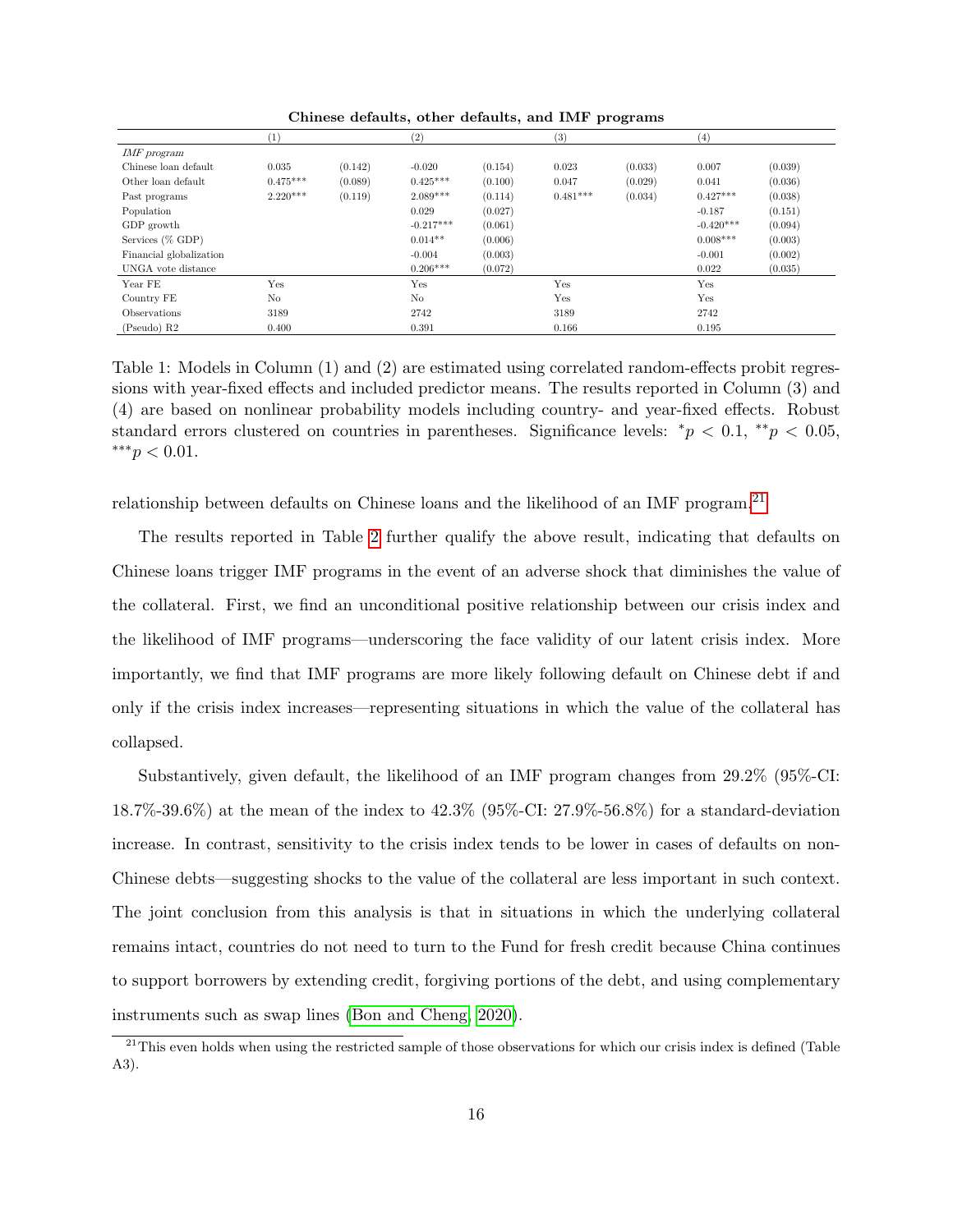**Chinese defaults, other defaults, and IMF programs**

| | (1) | | (2) | | (3) | | (4) | |
|---|---|---|---|---|---|---|---|---|
| *IMF program* | | | | | | | | |
| Chinese loan default | 0.035 | (0.142) | -0.020 | (0.154) | 0.023 | (0.033) | 0.007 | (0.039) |
| Other loan default | 0.475*** | (0.089) | 0.425*** | (0.100) | 0.047 | (0.029) | 0.041 | (0.036) |
| Past programs | 2.220*** | (0.119) | 2.089*** | (0.114) | 0.481*** | (0.034) | 0.427*** | (0.038) |
| Population | | | 0.029 | (0.027) | | | -0.187 | (0.151) |
| GDP growth | | | -0.217*** | (0.061) | | | -0.420*** | (0.094) |
| Services (% GDP) | | | 0.014** | (0.006) | | | 0.008*** | (0.003) |
| Financial globalization | | | -0.004 | (0.003) | | | -0.001 | (0.002) |
| UNGA vote distance | | | 0.206*** | (0.072) | | | 0.022 | (0.035) |
| Year FE | Yes | | Yes | | Yes | | Yes | |
| Country FE | No | | No | | Yes | | Yes | |
| Observations | 3189 | | 2742 | | 3189 | | 2742 | |
| (Pseudo) R2 | 0.400 | | 0.391 | | 0.166 | | 0.195 | |

Table 1: Models in Column (1) and (2) are estimated using correlated random-effects probit regressions with year-fixed effects and included predictor means. The results reported in Column (3) and (4) are based on nonlinear probability models including country- and year-fixed effects. Robust standard errors clustered on countries in parentheses. Significance levels: $^{*}p < 0.1$, $^{**}p < 0.05$, $^{***}p < 0.01$.

relationship between defaults on Chinese loans and the likelihood of an IMF program.[21]

The results reported in Table 2 further qualify the above result, indicating that defaults on Chinese loans trigger IMF programs in the event of an adverse shock that diminishes the value of the collateral. First, we find an unconditional positive relationship between our crisis index and the likelihood of IMF programs—underscoring the face validity of our latent crisis index. More importantly, we find that IMF programs are more likely following default on Chinese debt if and only if the crisis index increases—representing situations in which the value of the collateral has collapsed.

Substantively, given default, the likelihood of an IMF program changes from 29.2% (95%-CI: 18.7%-39.6%) at the mean of the index to 42.3% (95%-CI: 27.9%-56.8%) for a standard-deviation increase. In contrast, sensitivity to the crisis index tends to be lower in cases of defaults on non-Chinese debts—suggesting shocks to the value of the collateral are less important in such context. The joint conclusion from this analysis is that in situations in which the underlying collateral remains intact, countries do not need to turn to the Fund for fresh credit because China continues to support borrowers by extending credit, forgiving portions of the debt, and using complementary instruments such as swap lines (Bon and Cheng, 2020).

[21] This even holds when using the restricted sample of those observations for which our crisis index is defined (Table A3).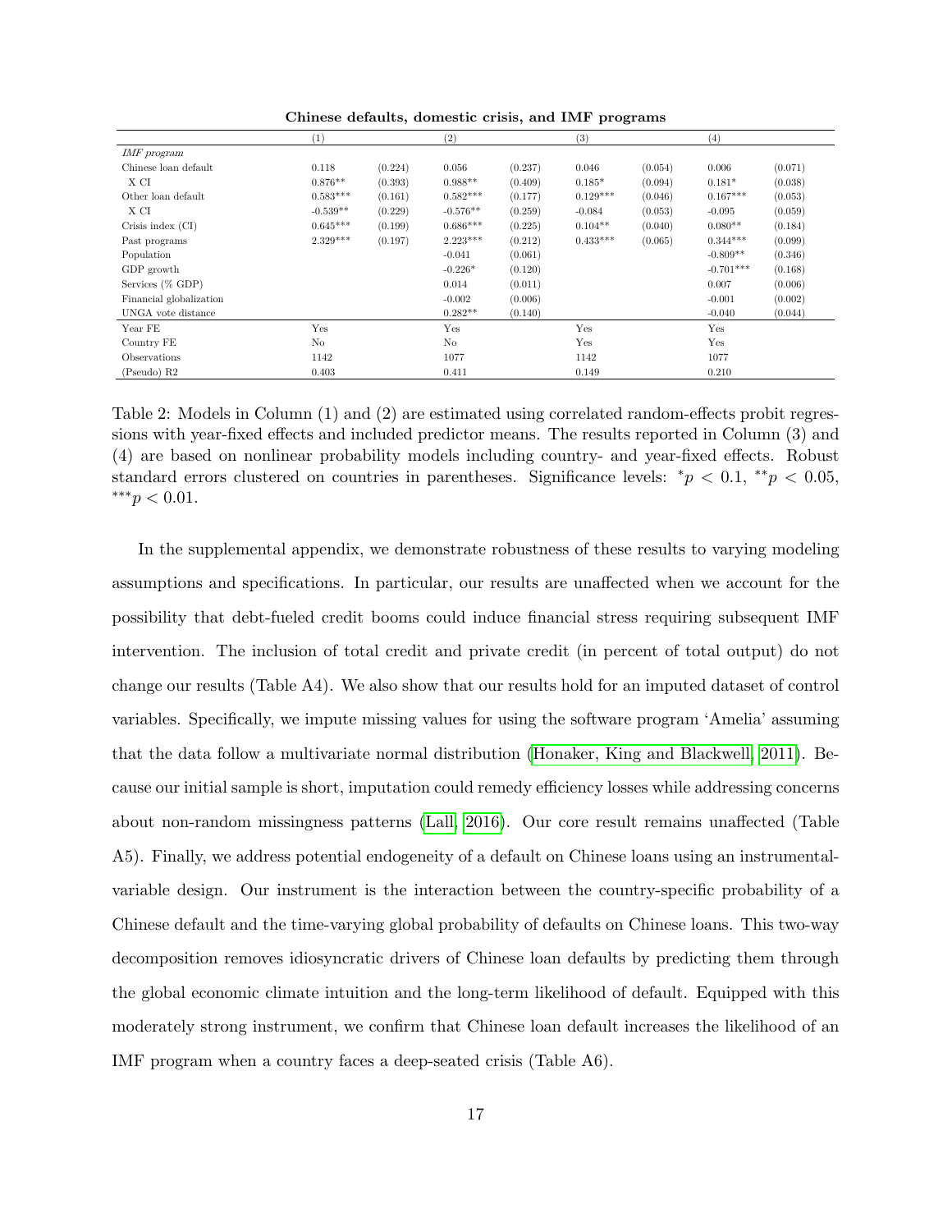**Chinese defaults, domestic crisis, and IMF programs**

| | (1) | | (2) | | (3) | | (4) | |
|---|---|---|---|---|---|---|---|---|
| *IMF program* | | | | | | | | |
| Chinese loan default | 0.118 | (0.224) | 0.056 | (0.237) | 0.046 | (0.054) | 0.006 | (0.071) |
| X CI | 0.876** | (0.393) | 0.988** | (0.409) | 0.185* | (0.094) | 0.181* | (0.038) |
| Other loan default | 0.583*** | (0.161) | 0.582*** | (0.177) | 0.129*** | (0.046) | 0.167*** | (0.053) |
| X CI | -0.539** | (0.229) | -0.576** | (0.259) | -0.084 | (0.053) | -0.095 | (0.059) |
| Crisis index (CI) | 0.645*** | (0.199) | 0.686*** | (0.225) | 0.104** | (0.040) | 0.080** | (0.184) |
| Past programs | 2.329*** | (0.197) | 2.223*** | (0.212) | 0.433*** | (0.065) | 0.344*** | (0.099) |
| Population | | | -0.041 | (0.061) | | | -0.809** | (0.346) |
| GDP growth | | | -0.226* | (0.120) | | | -0.701*** | (0.168) |
| Services (% GDP) | | | 0.014 | (0.011) | | | 0.007 | (0.006) |
| Financial globalization | | | -0.002 | (0.006) | | | -0.001 | (0.002) |
| UNGA vote distance | | | 0.282** | (0.140) | | | -0.040 | (0.044) |
| Year FE | Yes | | Yes | | Yes | | Yes | |
| Country FE | No | | No | | Yes | | Yes | |
| Observations | 1142 | | 1077 | | 1142 | | 1077 | |
| (Pseudo) R2 | 0.403 | | 0.411 | | 0.149 | | 0.210 | |

Table 2: Models in Column (1) and (2) are estimated using correlated random-effects probit regressions with year-fixed effects and included predictor means. The results reported in Column (3) and (4) are based on nonlinear probability models including country- and year-fixed effects. Robust standard errors clustered on countries in parentheses. Significance levels: $^{*}p < 0.1$, $^{**}p < 0.05$, $^{***}p < 0.01$.

In the supplemental appendix, we demonstrate robustness of these results to varying modeling assumptions and specifications. In particular, our results are unaffected when we account for the possibility that debt-fueled credit booms could induce financial stress requiring subsequent IMF intervention. The inclusion of total credit and private credit (in percent of total output) do not change our results (Table A4). We also show that our results hold for an imputed dataset of control variables. Specifically, we impute missing values for using the software program 'Amelia' assuming that the data follow a multivariate normal distribution (Honaker, King and Blackwell, 2011). Because our initial sample is short, imputation could remedy efficiency losses while addressing concerns about non-random missingness patterns (Lall, 2016). Our core result remains unaffected (Table A5). Finally, we address potential endogeneity of a default on Chinese loans using an instrumental-variable design. Our instrument is the interaction between the country-specific probability of a Chinese default and the time-varying global probability of defaults on Chinese loans. This two-way decomposition removes idiosyncratic drivers of Chinese loan defaults by predicting them through the global economic climate intuition and the long-term likelihood of default. Equipped with this moderately strong instrument, we confirm that Chinese loan default increases the likelihood of an IMF program when a country faces a deep-seated crisis (Table A6).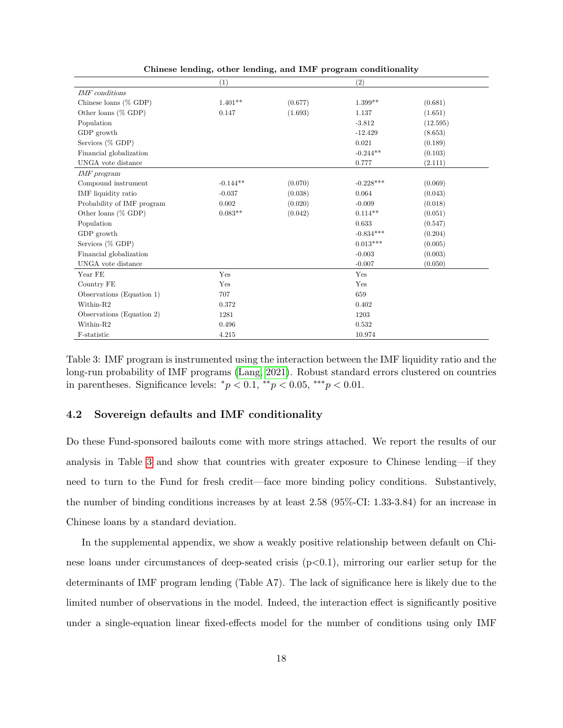**Chinese lending, other lending, and IMF program conditionality**

| | (1) | | (2) | |
|---|---|---|---|---|
| *IMF conditions* | | | | |
| Chinese loans (% GDP) | 1.401** | (0.677) | 1.399** | (0.681) |
| Other loans (% GDP) | 0.147 | (1.693) | 1.137 | (1.651) |
| Population | | | -3.812 | (12.595) |
| GDP growth | | | -12.429 | (8.653) |
| Services (% GDP) | | | 0.021 | (0.189) |
| Financial globalization | | | -0.244** | (0.103) |
| UNGA vote distance | | | 0.777 | (2.111) |
| *IMF program* | | | | |
| Compound instrument | -0.144** | (0.070) | -0.228*** | (0.069) |
| IMF liquidity ratio | -0.037 | (0.038) | 0.064 | (0.043) |
| Probability of IMF program | 0.002 | (0.020) | -0.009 | (0.018) |
| Other loans (% GDP) | 0.083** | (0.042) | 0.114** | (0.051) |
| Population | | | 0.633 | (0.547) |
| GDP growth | | | -0.834*** | (0.204) |
| Services (% GDP) | | | 0.013*** | (0.005) |
| Financial globalization | | | -0.003 | (0.003) |
| UNGA vote distance | | | -0.007 | (0.050) |
| Year FE | Yes | | Yes | |
| Country FE | Yes | | Yes | |
| Observations (Equation 1) | 707 | | 659 | |
| Within-R2 | 0.372 | | 0.402 | |
| Observations (Equation 2) | 1281 | | 1203 | |
| Within-R2 | 0.496 | | 0.532 | |
| F-statistic | 4.215 | | 10.974 | |

Table 3: IMF program is instrumented using the interaction between the IMF liquidity ratio and the long-run probability of IMF programs (Lang, 2021). Robust standard errors clustered on countries in parentheses. Significance levels: $^{*}p < 0.1$, $^{**}p < 0.05$, $^{***}p < 0.01$.

### 4.2 Sovereign defaults and IMF conditionality

Do these Fund-sponsored bailouts come with more strings attached. We report the results of our analysis in Table 3 and show that countries with greater exposure to Chinese lending—if they need to turn to the Fund for fresh credit—face more binding policy conditions. Substantively, the number of binding conditions increases by at least 2.58 (95%-CI: 1.33-3.84) for an increase in Chinese loans by a standard deviation.

In the supplemental appendix, we show a weakly positive relationship between default on Chinese loans under circumstances of deep-seated crisis ($p<0.1$), mirroring our earlier setup for the determinants of IMF program lending (Table A7). The lack of significance here is likely due to the limited number of observations in the model. Indeed, the interaction effect is significantly positive under a single-equation linear fixed-effects model for the number of conditions using only IMF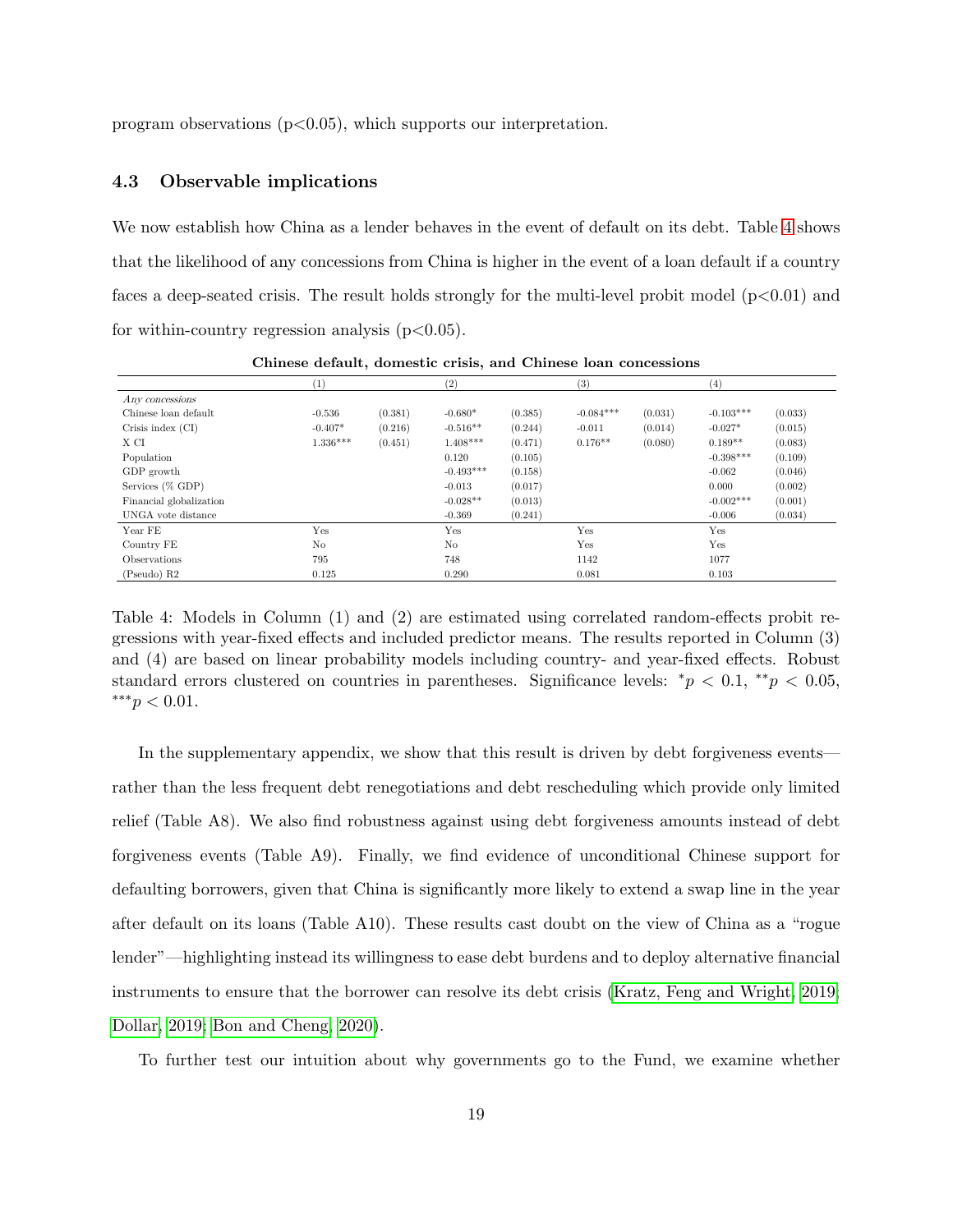program observations ($p<0.05$), which supports our interpretation.

### 4.3 Observable implications

We now establish how China as a lender behaves in the event of default on its debt. Table 4 shows that the likelihood of any concessions from China is higher in the event of a loan default if a country faces a deep-seated crisis. The result holds strongly for the multi-level probit model ($p<0.01$) and for within-country regression analysis ($p<0.05$).

**Chinese default, domestic crisis, and Chinese loan concessions**

| | (1) | | (2) | | (3) | | (4) | |
|---|---|---|---|---|---|---|---|---|
| *Any concessions* | | | | | | | | |
| Chinese loan default | -0.536 | (0.381) | -0.680* | (0.385) | -0.084*** | (0.031) | -0.103*** | (0.033) |
| Crisis index (CI) | -0.407* | (0.216) | -0.516** | (0.244) | -0.011 | (0.014) | -0.027* | (0.015) |
| X CI | 1.336*** | (0.451) | 1.408*** | (0.471) | 0.176** | (0.080) | 0.189** | (0.083) |
| Population | | | 0.120 | (0.105) | | | -0.398*** | (0.109) |
| GDP growth | | | -0.493*** | (0.158) | | | -0.062 | (0.046) |
| Services (% GDP) | | | -0.013 | (0.017) | | | 0.000 | (0.002) |
| Financial globalization | | | -0.028** | (0.013) | | | -0.002*** | (0.001) |
| UNGA vote distance | | | -0.369 | (0.241) | | | -0.006 | (0.034) |
| Year FE | Yes | | Yes | | Yes | | Yes | |
| Country FE | No | | No | | Yes | | Yes | |
| Observations | 795 | | 748 | | 1142 | | 1077 | |
| (Pseudo) R2 | 0.125 | | 0.290 | | 0.081 | | 0.103 | |

Table 4: Models in Column (1) and (2) are estimated using correlated random-effects probit regressions with year-fixed effects and included predictor means. The results reported in Column (3) and (4) are based on linear probability models including country- and year-fixed effects. Robust standard errors clustered on countries in parentheses. Significance levels: $^{*}p < 0.1$, $^{**}p < 0.05$, $^{***}p < 0.01$.

In the supplementary appendix, we show that this result is driven by debt forgiveness events—rather than the less frequent debt renegotiations and debt rescheduling which provide only limited relief (Table A8). We also find robustness against using debt forgiveness amounts instead of debt forgiveness events (Table A9). Finally, we find evidence of unconditional Chinese support for defaulting borrowers, given that China is significantly more likely to extend a swap line in the year after default on its loans (Table A10). These results cast doubt on the view of China as a "rogue lender"—highlighting instead its willingness to ease debt burdens and to deploy alternative financial instruments to ensure that the borrower can resolve its debt crisis (Kratz, Feng and Wright, 2019; Dollar, 2019; Bon and Cheng, 2020).

To further test our intuition about why governments go to the Fund, we examine whether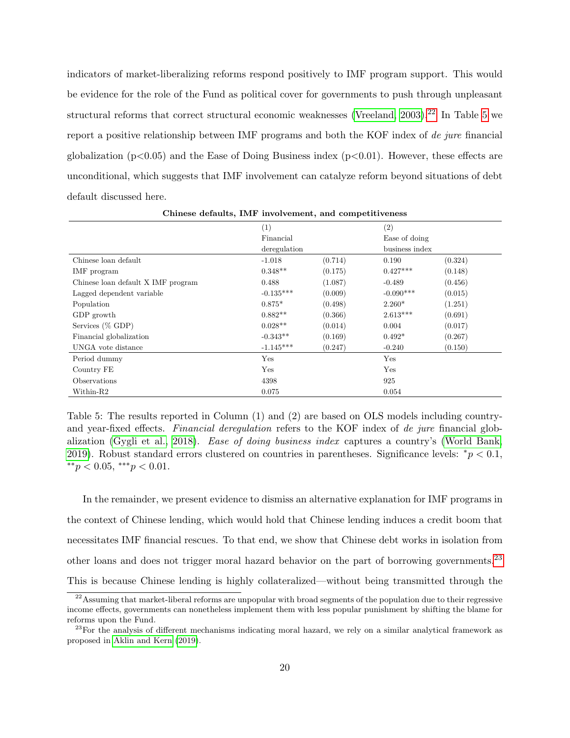indicators of market-liberalizing reforms respond positively to IMF program support. This would be evidence for the role of the Fund as political cover for governments to push through unpleasant structural reforms that correct structural economic weaknesses (Vreeland, 2003).[22] In Table 5 we report a positive relationship between IMF programs and both the KOF index of *de jure* financial globalization ($p<0.05$) and the Ease of Doing Business index ($p<0.01$). However, these effects are unconditional, which suggests that IMF involvement can catalyze reform beyond situations of debt default discussed here.

**Chinese defaults, IMF involvement, and competitiveness**

| | (1) Financial deregulation | | (2) Ease of doing business index | |
|---|---|---|---|---|
| Chinese loan default | -1.018 | (0.714) | 0.190 | (0.324) |
| IMF program | 0.348** | (0.175) | 0.427*** | (0.148) |
| Chinese loan default X IMF program | 0.488 | (1.087) | -0.489 | (0.456) |
| Lagged dependent variable | -0.135*** | (0.009) | -0.090*** | (0.015) |
| Population | 0.875* | (0.498) | 2.260* | (1.251) |
| GDP growth | 0.882** | (0.366) | 2.613*** | (0.691) |
| Services (% GDP) | 0.028** | (0.014) | 0.004 | (0.017) |
| Financial globalization | -0.343** | (0.169) | 0.492* | (0.267) |
| UNGA vote distance | -1.145*** | (0.247) | -0.240 | (0.150) |
| Period dummy | Yes | | Yes | |
| Country FE | Yes | | Yes | |
| Observations | 4398 | | 925 | |
| Within-R2 | 0.075 | | 0.054 | |

Table 5: The results reported in Column (1) and (2) are based on OLS models including country- and year-fixed effects. *Financial deregulation* refers to the KOF index of *de jure* financial globalization (Gygli et al., 2018). *Ease of doing business index* captures a country's (World Bank, 2019). Robust standard errors clustered on countries in parentheses. Significance levels: $^{*}p < 0.1$, $^{**}p < 0.05$, $^{***}p < 0.01$.

In the remainder, we present evidence to dismiss an alternative explanation for IMF programs in the context of Chinese lending, which would hold that Chinese lending induces a credit boom that necessitates IMF financial rescues. To that end, we show that Chinese debt works in isolation from other loans and does not trigger moral hazard behavior on the part of borrowing governments.[23] This is because Chinese lending is highly collateralized—without being transmitted through the

[22] Assuming that market-liberal reforms are unpopular with broad segments of the population due to their regressive income effects, governments can nonetheless implement them with less popular punishment by shifting the blame for reforms upon the Fund.

[23] For the analysis of different mechanisms indicating moral hazard, we rely on a similar analytical framework as proposed in Aklin and Kern (2019).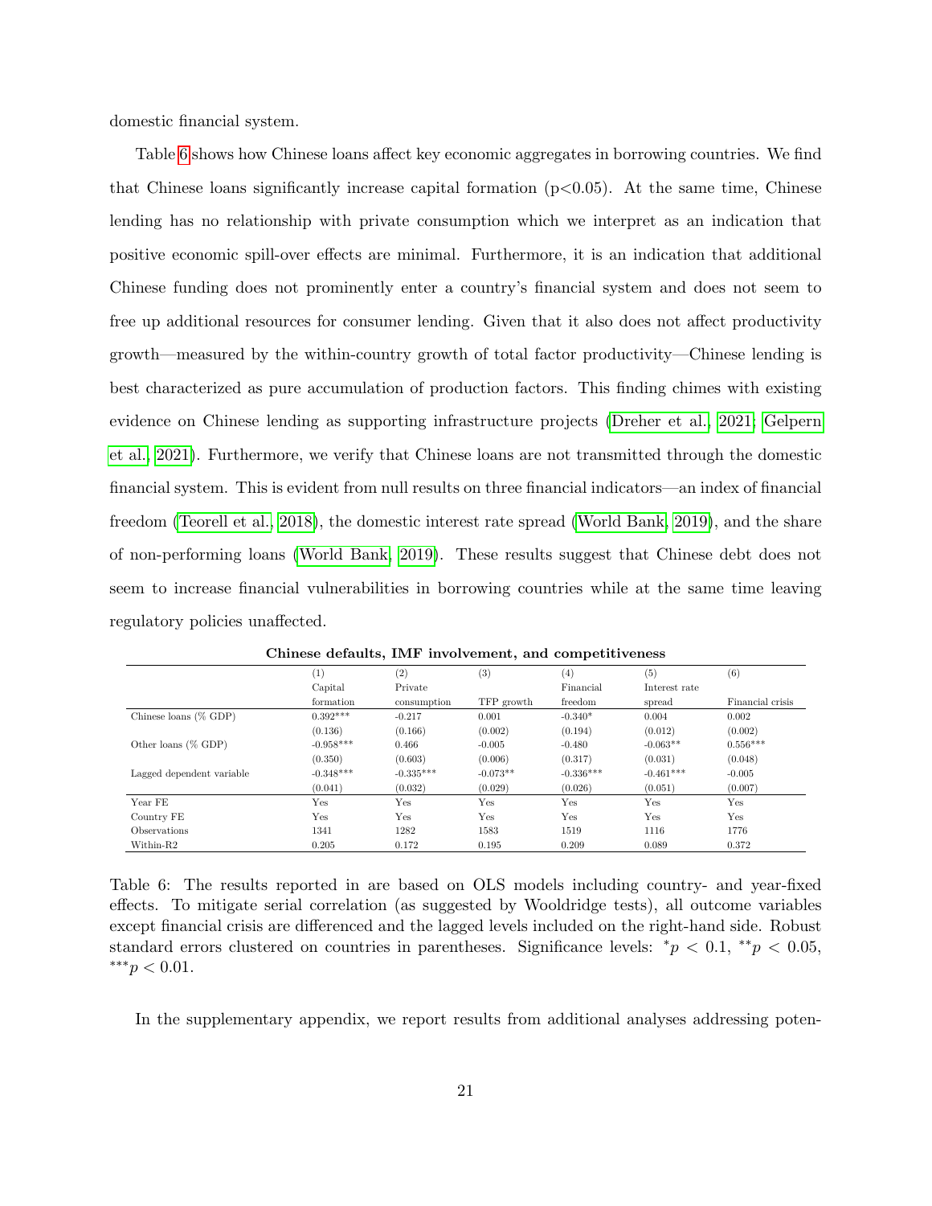domestic financial system.

Table 6 shows how Chinese loans affect key economic aggregates in borrowing countries. We find that Chinese loans significantly increase capital formation (p<0.05). At the same time, Chinese lending has no relationship with private consumption which we interpret as an indication that positive economic spill-over effects are minimal. Furthermore, it is an indication that additional Chinese funding does not prominently enter a country's financial system and does not seem to free up additional resources for consumer lending. Given that it also does not affect productivity growth—measured by the within-country growth of total factor productivity—Chinese lending is best characterized as pure accumulation of production factors. This finding chimes with existing evidence on Chinese lending as supporting infrastructure projects (Dreher et al., 2021; Gelpern et al., 2021). Furthermore, we verify that Chinese loans are not transmitted through the domestic financial system. This is evident from null results on three financial indicators—an index of financial freedom (Teorell et al., 2018), the domestic interest rate spread (World Bank, 2019), and the share of non-performing loans (World Bank, 2019). These results suggest that Chinese debt does not seem to increase financial vulnerabilities in borrowing countries while at the same time leaving regulatory policies unaffected.

**Chinese defaults, IMF involvement, and competitiveness**

| | (1) Capital formation | (2) Private consumption | (3) TFP growth | (4) Financial freedom | (5) Interest rate spread | (6) Financial crisis |
|---|---|---|---|---|---|---|
| Chinese loans (% GDP) | 0.392*** | -0.217 | 0.001 | -0.340* | 0.004 | 0.002 |
| | (0.136) | (0.166) | (0.002) | (0.194) | (0.012) | (0.002) |
| Other loans (% GDP) | -0.958*** | 0.466 | -0.005 | -0.480 | -0.063** | 0.556*** |
| | (0.350) | (0.603) | (0.006) | (0.317) | (0.031) | (0.048) |
| Lagged dependent variable | -0.348*** | -0.335*** | -0.073** | -0.336*** | -0.461*** | -0.005 |
| | (0.041) | (0.032) | (0.029) | (0.026) | (0.051) | (0.007) |
| Year FE | Yes | Yes | Yes | Yes | Yes | Yes |
| Country FE | Yes | Yes | Yes | Yes | Yes | Yes |
| Observations | 1341 | 1282 | 1583 | 1519 | 1116 | 1776 |
| Within-R2 | 0.205 | 0.172 | 0.195 | 0.209 | 0.089 | 0.372 |

Table 6: The results reported in are based on OLS models including country- and year-fixed effects. To mitigate serial correlation (as suggested by Wooldridge tests), all outcome variables except financial crisis are differenced and the lagged levels included on the right-hand side. Robust standard errors clustered on countries in parentheses. Significance levels: $^{*}p < 0.1$, $^{**}p < 0.05$, $^{***}p < 0.01$.

In the supplementary appendix, we report results from additional analyses addressing poten-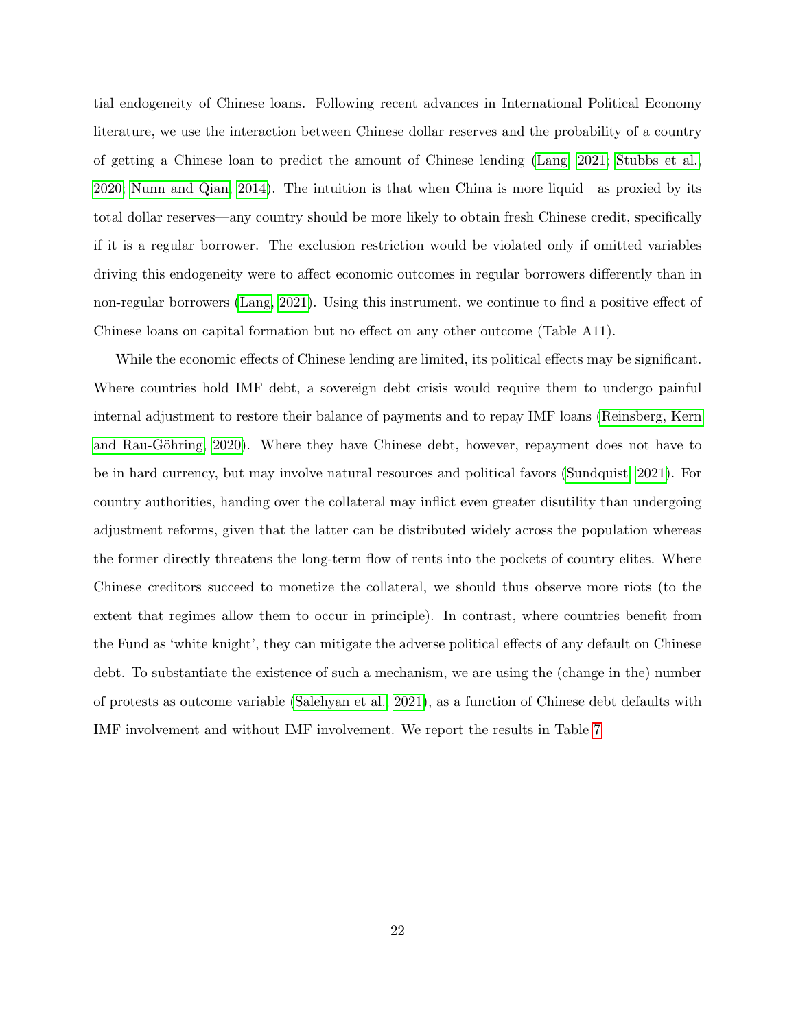tial endogeneity of Chinese loans. Following recent advances in International Political Economy literature, we use the interaction between Chinese dollar reserves and the probability of a country of getting a Chinese loan to predict the amount of Chinese lending (Lang, 2021; Stubbs et al., 2020; Nunn and Qian, 2014). The intuition is that when China is more liquid—as proxied by its total dollar reserves—any country should be more likely to obtain fresh Chinese credit, specifically if it is a regular borrower. The exclusion restriction would be violated only if omitted variables driving this endogeneity were to affect economic outcomes in regular borrowers differently than in non-regular borrowers (Lang, 2021). Using this instrument, we continue to find a positive effect of Chinese loans on capital formation but no effect on any other outcome (Table A11).

While the economic effects of Chinese lending are limited, its political effects may be significant. Where countries hold IMF debt, a sovereign debt crisis would require them to undergo painful internal adjustment to restore their balance of payments and to repay IMF loans (Reinsberg, Kern and Rau-Göhring, 2020). Where they have Chinese debt, however, repayment does not have to be in hard currency, but may involve natural resources and political favors (Sundquist, 2021). For country authorities, handing over the collateral may inflict even greater disutility than undergoing adjustment reforms, given that the latter can be distributed widely across the population whereas the former directly threatens the long-term flow of rents into the pockets of country elites. Where Chinese creditors succeed to monetize the collateral, we should thus observe more riots (to the extent that regimes allow them to occur in principle). In contrast, where countries benefit from the Fund as 'white knight', they can mitigate the adverse political effects of any default on Chinese debt. To substantiate the existence of such a mechanism, we are using the (change in the) number of protests as outcome variable (Salehyan et al., 2021), as a function of Chinese debt defaults with IMF involvement and without IMF involvement. We report the results in Table 7.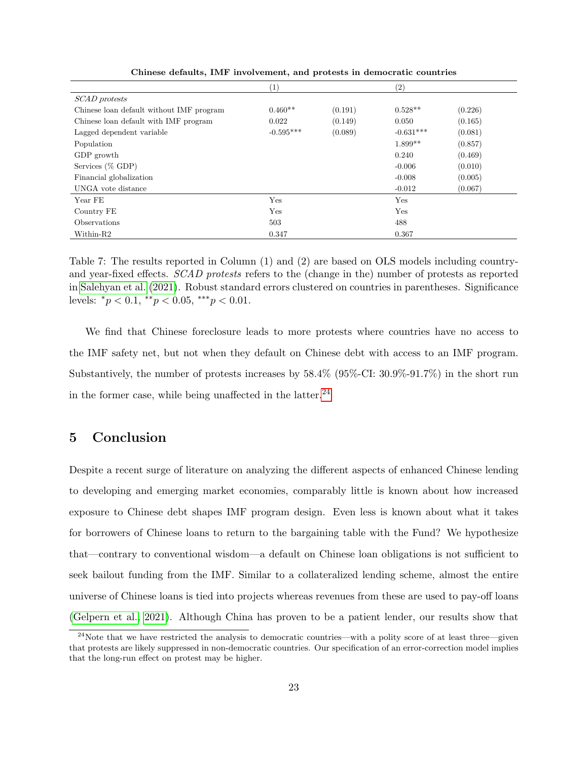**Chinese defaults, IMF involvement, and protests in democratic countries**

| | (1) | | (2) | |
|---|---|---|---|---|
| *SCAD protests* | | | | |
| Chinese loan default without IMF program | 0.460** | (0.191) | 0.528** | (0.226) |
| Chinese loan default with IMF program | 0.022 | (0.149) | 0.050 | (0.165) |
| Lagged dependent variable | -0.595*** | (0.089) | -0.631*** | (0.081) |
| Population | | | 1.899** | (0.857) |
| GDP growth | | | 0.240 | (0.469) |
| Services (% GDP) | | | -0.006 | (0.010) |
| Financial globalization | | | -0.008 | (0.005) |
| UNGA vote distance | | | -0.012 | (0.067) |
| Year FE | Yes | | Yes | |
| Country FE | Yes | | Yes | |
| Observations | 503 | | 488 | |
| Within-R2 | 0.347 | | 0.367 | |

Table 7: The results reported in Column (1) and (2) are based on OLS models including country- and year-fixed effects. *SCAD protests* refers to the (change in the) number of protests as reported in Salehyan et al. (2021). Robust standard errors clustered on countries in parentheses. Significance levels: $^{*}p < 0.1$, $^{**}p < 0.05$, $^{***}p < 0.01$.

We find that Chinese foreclosure leads to more protests where countries have no access to the IMF safety net, but not when they default on Chinese debt with access to an IMF program. Substantively, the number of protests increases by 58.4% (95%-CI: 30.9%-91.7%) in the short run in the former case, while being unaffected in the latter.[24]

# 5 Conclusion

Despite a recent surge of literature on analyzing the different aspects of enhanced Chinese lending to developing and emerging market economies, comparably little is known about how increased exposure to Chinese debt shapes IMF program design. Even less is known about what it takes for borrowers of Chinese loans to return to the bargaining table with the Fund? We hypothesize that—contrary to conventional wisdom—a default on Chinese loan obligations is not sufficient to seek bailout funding from the IMF. Similar to a collateralized lending scheme, almost the entire universe of Chinese loans is tied into projects whereas revenues from these are used to pay-off loans (Gelpern et al., 2021). Although China has proven to be a patient lender, our results show that

[24]Note that we have restricted the analysis to democratic countries—with a polity score of at least three—given that protests are likely suppressed in non-democratic countries. Our specification of an error-correction model implies that the long-run effect on protest may be higher.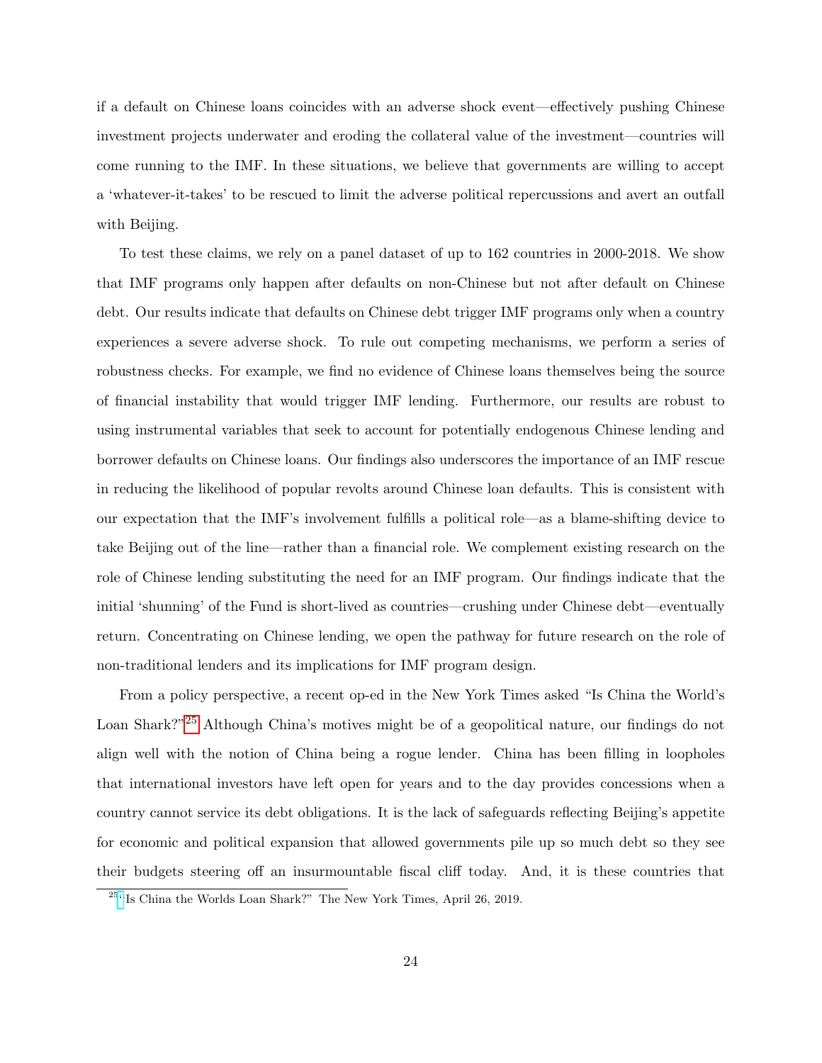if a default on Chinese loans coincides with an adverse shock event—effectively pushing Chinese investment projects underwater and eroding the collateral value of the investment—countries will come running to the IMF. In these situations, we believe that governments are willing to accept a 'whatever-it-takes' to be rescued to limit the adverse political repercussions and avert an outfall with Beijing.

To test these claims, we rely on a panel dataset of up to 162 countries in 2000-2018. We show that IMF programs only happen after defaults on non-Chinese but not after default on Chinese debt. Our results indicate that defaults on Chinese debt trigger IMF programs only when a country experiences a severe adverse shock. To rule out competing mechanisms, we perform a series of robustness checks. For example, we find no evidence of Chinese loans themselves being the source of financial instability that would trigger IMF lending. Furthermore, our results are robust to using instrumental variables that seek to account for potentially endogenous Chinese lending and borrower defaults on Chinese loans. Our findings also underscores the importance of an IMF rescue in reducing the likelihood of popular revolts around Chinese loan defaults. This is consistent with our expectation that the IMF's involvement fulfills a political role—as a blame-shifting device to take Beijing out of the line—rather than a financial role. We complement existing research on the role of Chinese lending substituting the need for an IMF program. Our findings indicate that the initial 'shunning' of the Fund is short-lived as countries—crushing under Chinese debt—eventually return. Concentrating on Chinese lending, we open the pathway for future research on the role of non-traditional lenders and its implications for IMF program design.

From a policy perspective, a recent op-ed in the New York Times asked "Is China the World's Loan Shark?"[25] Although China's motives might be of a geopolitical nature, our findings do not align well with the notion of China being a rogue lender. China has been filling in loopholes that international investors have left open for years and to the day provides concessions when a country cannot service its debt obligations. It is the lack of safeguards reflecting Beijing's appetite for economic and political expansion that allowed governments pile up so much debt so they see their budgets steering off an insurmountable fiscal cliff today. And, it is these countries that

[25] "Is China the Worlds Loan Shark?" The New York Times, April 26, 2019.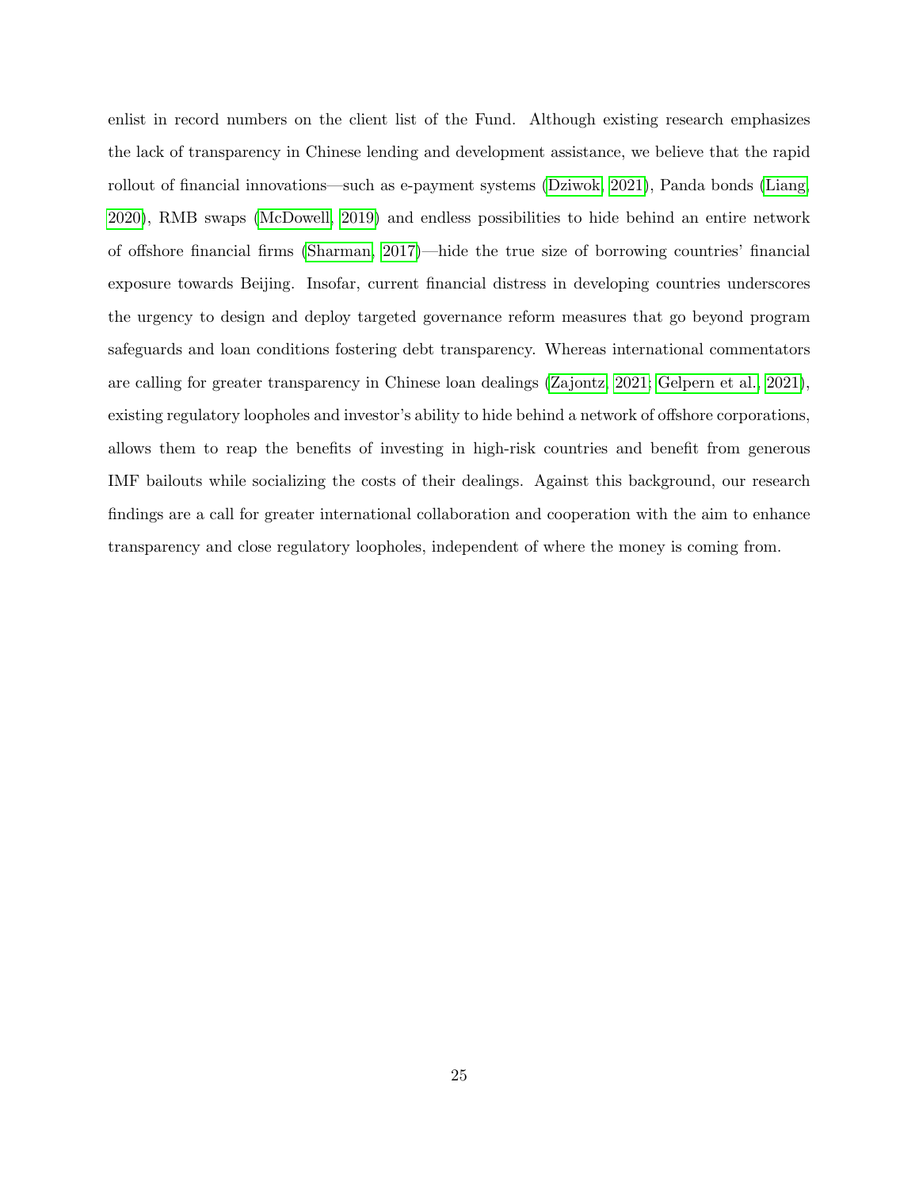enlist in record numbers on the client list of the Fund. Although existing research emphasizes the lack of transparency in Chinese lending and development assistance, we believe that the rapid rollout of financial innovations—such as e-payment systems (Dziwok, 2021), Panda bonds (Liang, 2020), RMB swaps (McDowell, 2019) and endless possibilities to hide behind an entire network of offshore financial firms (Sharman, 2017)—hide the true size of borrowing countries' financial exposure towards Beijing. Insofar, current financial distress in developing countries underscores the urgency to design and deploy targeted governance reform measures that go beyond program safeguards and loan conditions fostering debt transparency. Whereas international commentators are calling for greater transparency in Chinese loan dealings (Zajontz, 2021; Gelpern et al., 2021), existing regulatory loopholes and investor's ability to hide behind a network of offshore corporations, allows them to reap the benefits of investing in high-risk countries and benefit from generous IMF bailouts while socializing the costs of their dealings. Against this background, our research findings are a call for greater international collaboration and cooperation with the aim to enhance transparency and close regulatory loopholes, independent of where the money is coming from.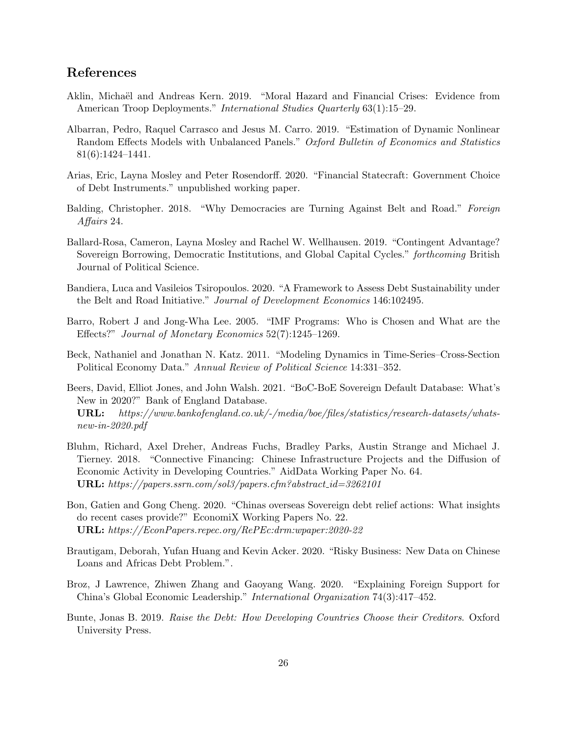## References

Aklin, Michaël and Andreas Kern. 2019. "Moral Hazard and Financial Crises: Evidence from American Troop Deployments." *International Studies Quarterly* 63(1):15–29.

Albarran, Pedro, Raquel Carrasco and Jesus M. Carro. 2019. "Estimation of Dynamic Nonlinear Random Effects Models with Unbalanced Panels." *Oxford Bulletin of Economics and Statistics* 81(6):1424–1441.

Arias, Eric, Layna Mosley and Peter Rosendorff. 2020. "Financial Statecraft: Government Choice of Debt Instruments." unpublished working paper.

Balding, Christopher. 2018. "Why Democracies are Turning Against Belt and Road." *Foreign Affairs* 24.

Ballard-Rosa, Cameron, Layna Mosley and Rachel W. Wellhausen. 2019. "Contingent Advantage? Sovereign Borrowing, Democratic Institutions, and Global Capital Cycles." *forthcoming* British Journal of Political Science.

Bandiera, Luca and Vasileios Tsiropoulos. 2020. "A Framework to Assess Debt Sustainability under the Belt and Road Initiative." *Journal of Development Economics* 146:102495.

Barro, Robert J and Jong-Wha Lee. 2005. "IMF Programs: Who is Chosen and What are the Effects?" *Journal of Monetary Economics* 52(7):1245–1269.

Beck, Nathaniel and Jonathan N. Katz. 2011. "Modeling Dynamics in Time-Series–Cross-Section Political Economy Data." *Annual Review of Political Science* 14:331–352.

Beers, David, Elliot Jones, and John Walsh. 2021. "BoC-BoE Sovereign Default Database: What's New in 2020?" Bank of England Database.
**URL:** *https://www.bankofengland.co.uk/-/media/boe/files/statistics/research-datasets/whats-new-in-2020.pdf*

Bluhm, Richard, Axel Dreher, Andreas Fuchs, Bradley Parks, Austin Strange and Michael J. Tierney. 2018. "Connective Financing: Chinese Infrastructure Projects and the Diffusion of Economic Activity in Developing Countries." AidData Working Paper No. 64.
**URL:** *https://papers.ssrn.com/sol3/papers.cfm?abstract_id=3262101*

Bon, Gatien and Gong Cheng. 2020. "Chinas overseas Sovereign debt relief actions: What insights do recent cases provide?" EconomiX Working Papers No. 22.
**URL:** *https://EconPapers.repec.org/RePEc:drm:wpaper:2020-22*

Brautigam, Deborah, Yufan Huang and Kevin Acker. 2020. "Risky Business: New Data on Chinese Loans and Africas Debt Problem.".

Broz, J Lawrence, Zhiwen Zhang and Gaoyang Wang. 2020. "Explaining Foreign Support for China's Global Economic Leadership." *International Organization* 74(3):417–452.

Bunte, Jonas B. 2019. *Raise the Debt: How Developing Countries Choose their Creditors*. Oxford University Press.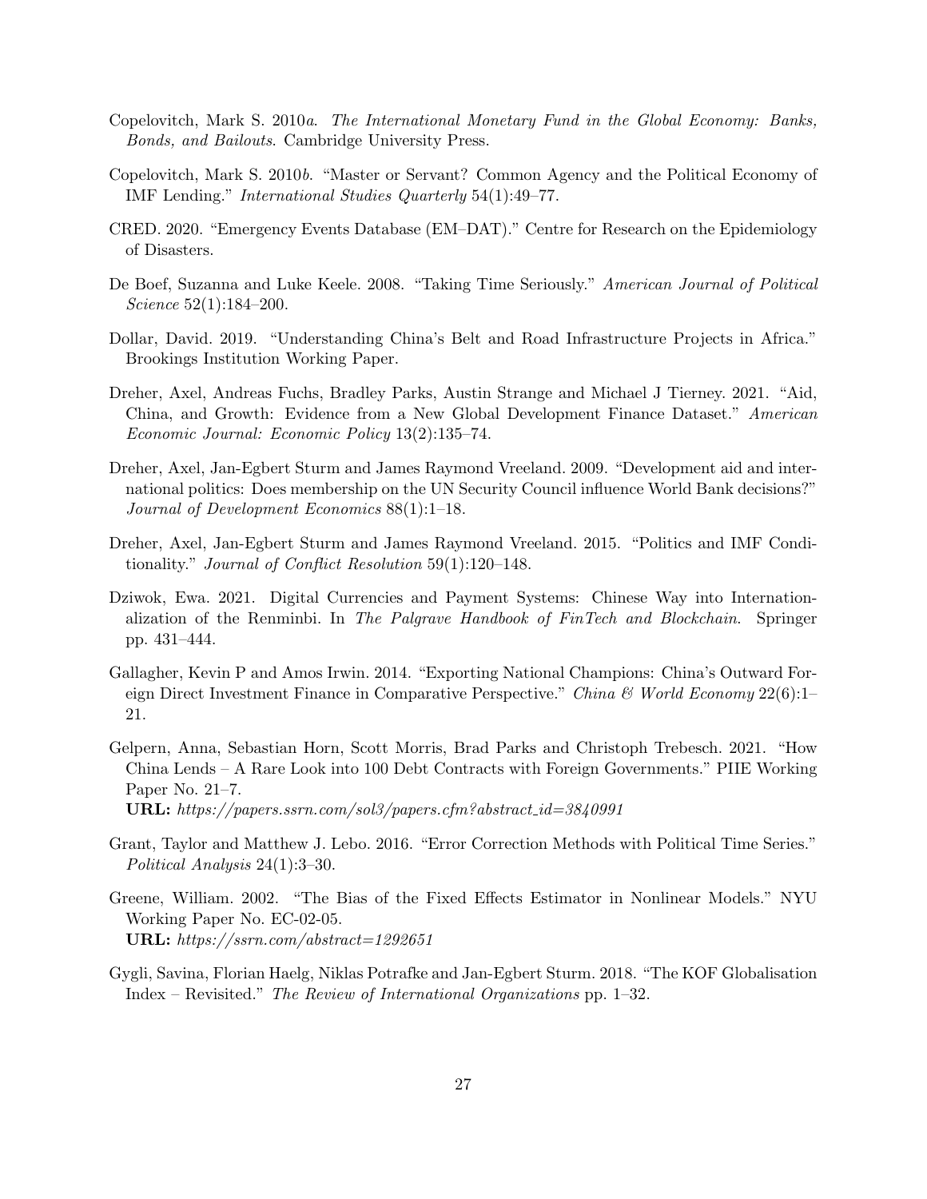Copelovitch, Mark S. 2010*a*. *The International Monetary Fund in the Global Economy: Banks, Bonds, and Bailouts*. Cambridge University Press.

Copelovitch, Mark S. 2010*b*. "Master or Servant? Common Agency and the Political Economy of IMF Lending." *International Studies Quarterly* 54(1):49–77.

CRED. 2020. "Emergency Events Database (EM–DAT)." Centre for Research on the Epidemiology of Disasters.

De Boef, Suzanna and Luke Keele. 2008. "Taking Time Seriously." *American Journal of Political Science* 52(1):184–200.

Dollar, David. 2019. "Understanding China's Belt and Road Infrastructure Projects in Africa." Brookings Institution Working Paper.

Dreher, Axel, Andreas Fuchs, Bradley Parks, Austin Strange and Michael J Tierney. 2021. "Aid, China, and Growth: Evidence from a New Global Development Finance Dataset." *American Economic Journal: Economic Policy* 13(2):135–74.

Dreher, Axel, Jan-Egbert Sturm and James Raymond Vreeland. 2009. "Development aid and international politics: Does membership on the UN Security Council influence World Bank decisions?" *Journal of Development Economics* 88(1):1–18.

Dreher, Axel, Jan-Egbert Sturm and James Raymond Vreeland. 2015. "Politics and IMF Conditionality." *Journal of Conflict Resolution* 59(1):120–148.

Dziwok, Ewa. 2021. Digital Currencies and Payment Systems: Chinese Way into Internationalization of the Renminbi. In *The Palgrave Handbook of FinTech and Blockchain*. Springer pp. 431–444.

Gallagher, Kevin P and Amos Irwin. 2014. "Exporting National Champions: China's Outward Foreign Direct Investment Finance in Comparative Perspective." *China & World Economy* 22(6):1–21.

Gelpern, Anna, Sebastian Horn, Scott Morris, Brad Parks and Christoph Trebesch. 2021. "How China Lends – A Rare Look into 100 Debt Contracts with Foreign Governments." PIIE Working Paper No. 21–7.
**URL:** *https://papers.ssrn.com/sol3/papers.cfm?abstract_id=3840991*

Grant, Taylor and Matthew J. Lebo. 2016. "Error Correction Methods with Political Time Series." *Political Analysis* 24(1):3–30.

Greene, William. 2002. "The Bias of the Fixed Effects Estimator in Nonlinear Models." NYU Working Paper No. EC-02-05.
**URL:** *https://ssrn.com/abstract=1292651*

Gygli, Savina, Florian Haelg, Niklas Potrafke and Jan-Egbert Sturm. 2018. "The KOF Globalisation Index – Revisited." *The Review of International Organizations* pp. 1–32.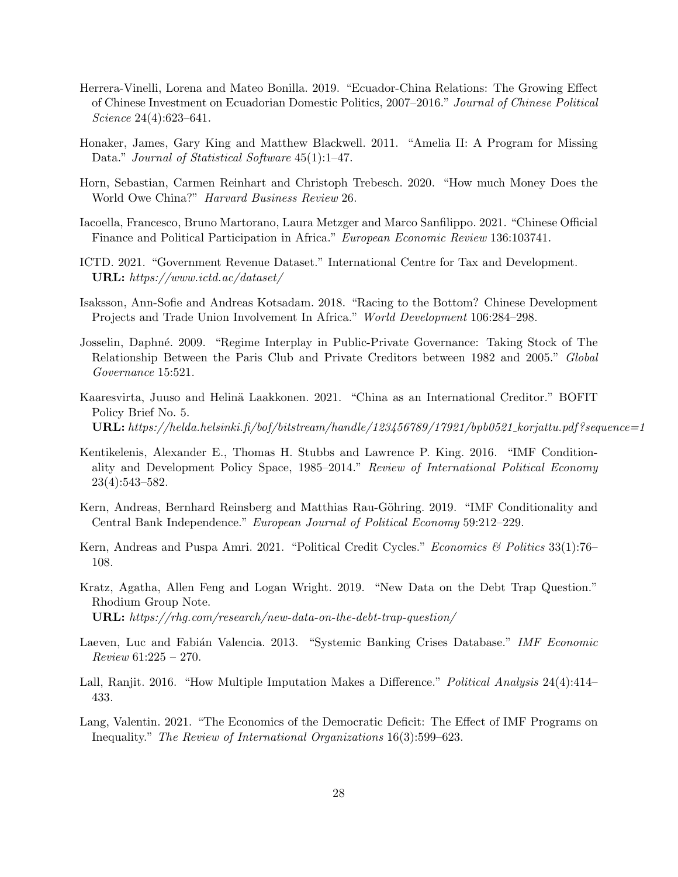Herrera-Vinelli, Lorena and Mateo Bonilla. 2019. "Ecuador-China Relations: The Growing Effect of Chinese Investment on Ecuadorian Domestic Politics, 2007–2016." *Journal of Chinese Political Science* 24(4):623–641.

Honaker, James, Gary King and Matthew Blackwell. 2011. "Amelia II: A Program for Missing Data." *Journal of Statistical Software* 45(1):1–47.

Horn, Sebastian, Carmen Reinhart and Christoph Trebesch. 2020. "How much Money Does the World Owe China?" *Harvard Business Review* 26.

Iacoella, Francesco, Bruno Martorano, Laura Metzger and Marco Sanfilippo. 2021. "Chinese Official Finance and Political Participation in Africa." *European Economic Review* 136:103741.

ICTD. 2021. "Government Revenue Dataset." International Centre for Tax and Development.
**URL:** *https://www.ictd.ac/dataset/*

Isaksson, Ann-Sofie and Andreas Kotsadam. 2018. "Racing to the Bottom? Chinese Development Projects and Trade Union Involvement In Africa." *World Development* 106:284–298.

Josselin, Daphné. 2009. "Regime Interplay in Public-Private Governance: Taking Stock of The Relationship Between the Paris Club and Private Creditors between 1982 and 2005." *Global Governance* 15:521.

Kaaresvirta, Juuso and Helinä Laakkonen. 2021. "China as an International Creditor." BOFIT Policy Brief No. 5.
**URL:** *https://helda.helsinki.fi/bof/bitstream/handle/123456789/17921/bpb0521_korjattu.pdf?sequence=1*

Kentikelenis, Alexander E., Thomas H. Stubbs and Lawrence P. King. 2016. "IMF Conditionality and Development Policy Space, 1985–2014." *Review of International Political Economy* 23(4):543–582.

Kern, Andreas, Bernhard Reinsberg and Matthias Rau-Göhring. 2019. "IMF Conditionality and Central Bank Independence." *European Journal of Political Economy* 59:212–229.

Kern, Andreas and Puspa Amri. 2021. "Political Credit Cycles." *Economics & Politics* 33(1):76–108.

Kratz, Agatha, Allen Feng and Logan Wright. 2019. "New Data on the Debt Trap Question." Rhodium Group Note.
**URL:** *https://rhg.com/research/new-data-on-the-debt-trap-question/*

Laeven, Luc and Fabián Valencia. 2013. "Systemic Banking Crises Database." *IMF Economic Review* 61:225 – 270.

Lall, Ranjit. 2016. "How Multiple Imputation Makes a Difference." *Political Analysis* 24(4):414–433.

Lang, Valentin. 2021. "The Economics of the Democratic Deficit: The Effect of IMF Programs on Inequality." *The Review of International Organizations* 16(3):599–623.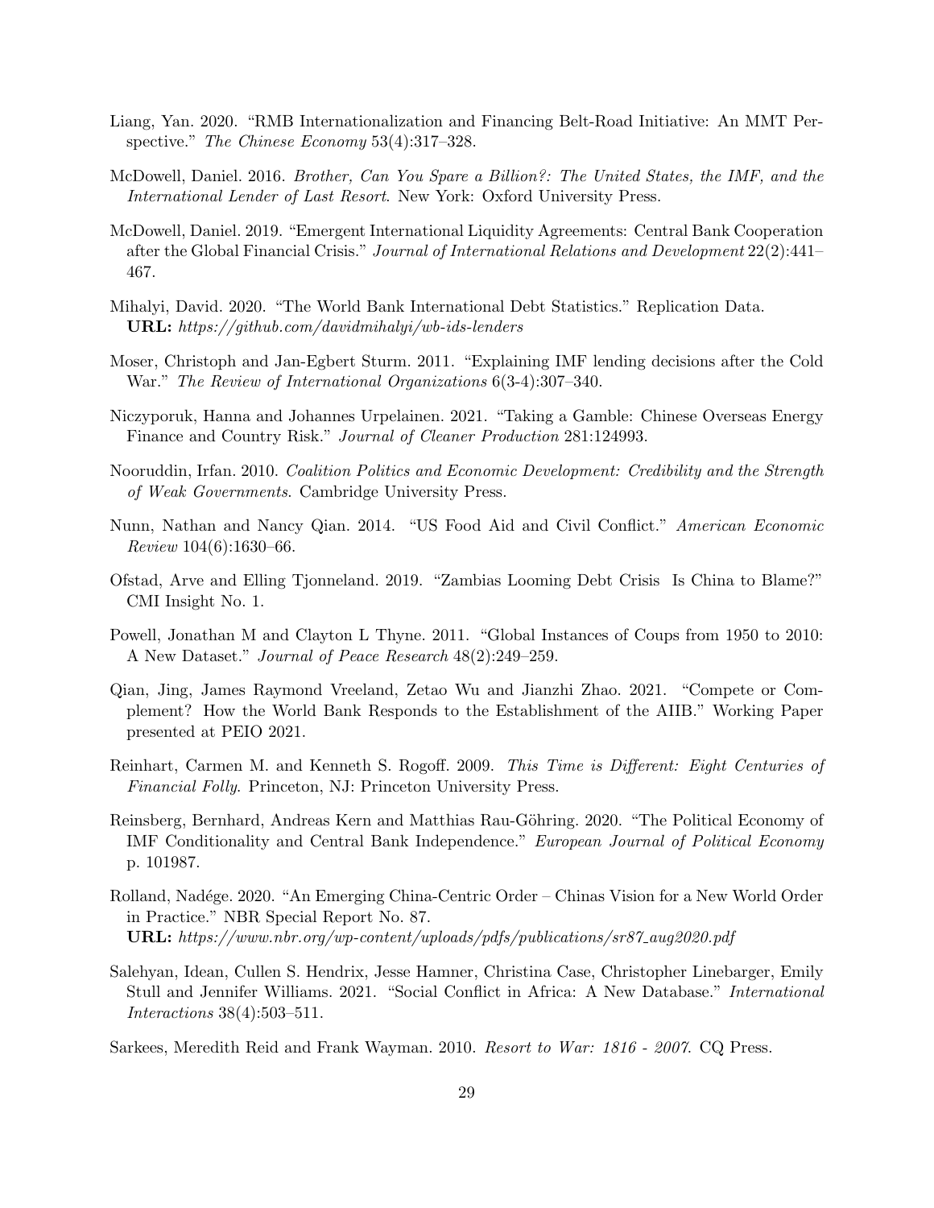Liang, Yan. 2020. "RMB Internationalization and Financing Belt-Road Initiative: An MMT Perspective." *The Chinese Economy* 53(4):317–328.

McDowell, Daniel. 2016. *Brother, Can You Spare a Billion?: The United States, the IMF, and the International Lender of Last Resort*. New York: Oxford University Press.

McDowell, Daniel. 2019. "Emergent International Liquidity Agreements: Central Bank Cooperation after the Global Financial Crisis." *Journal of International Relations and Development* 22(2):441–467.

Mihalyi, David. 2020. "The World Bank International Debt Statistics." Replication Data.
**URL:** *https://github.com/davidmihalyi/wb-ids-lenders*

Moser, Christoph and Jan-Egbert Sturm. 2011. "Explaining IMF lending decisions after the Cold War." *The Review of International Organizations* 6(3-4):307–340.

Niczyporuk, Hanna and Johannes Urpelainen. 2021. "Taking a Gamble: Chinese Overseas Energy Finance and Country Risk." *Journal of Cleaner Production* 281:124993.

Nooruddin, Irfan. 2010. *Coalition Politics and Economic Development: Credibility and the Strength of Weak Governments*. Cambridge University Press.

Nunn, Nathan and Nancy Qian. 2014. "US Food Aid and Civil Conflict." *American Economic Review* 104(6):1630–66.

Ofstad, Arve and Elling Tjonneland. 2019. "Zambias Looming Debt Crisis Is China to Blame?" CMI Insight No. 1.

Powell, Jonathan M and Clayton L Thyne. 2011. "Global Instances of Coups from 1950 to 2010: A New Dataset." *Journal of Peace Research* 48(2):249–259.

Qian, Jing, James Raymond Vreeland, Zetao Wu and Jianzhi Zhao. 2021. "Compete or Complement? How the World Bank Responds to the Establishment of the AIIB." Working Paper presented at PEIO 2021.

Reinhart, Carmen M. and Kenneth S. Rogoff. 2009. *This Time is Different: Eight Centuries of Financial Folly*. Princeton, NJ: Princeton University Press.

Reinsberg, Bernhard, Andreas Kern and Matthias Rau-Göhring. 2020. "The Political Economy of IMF Conditionality and Central Bank Independence." *European Journal of Political Economy* p. 101987.

Rolland, Nadége. 2020. "An Emerging China-Centric Order – Chinas Vision for a New World Order in Practice." NBR Special Report No. 87.
**URL:** *https://www.nbr.org/wp-content/uploads/pdfs/publications/sr87_aug2020.pdf*

Salehyan, Idean, Cullen S. Hendrix, Jesse Hamner, Christina Case, Christopher Linebarger, Emily Stull and Jennifer Williams. 2021. "Social Conflict in Africa: A New Database." *International Interactions* 38(4):503–511.

Sarkees, Meredith Reid and Frank Wayman. 2010. *Resort to War: 1816 - 2007*. CQ Press.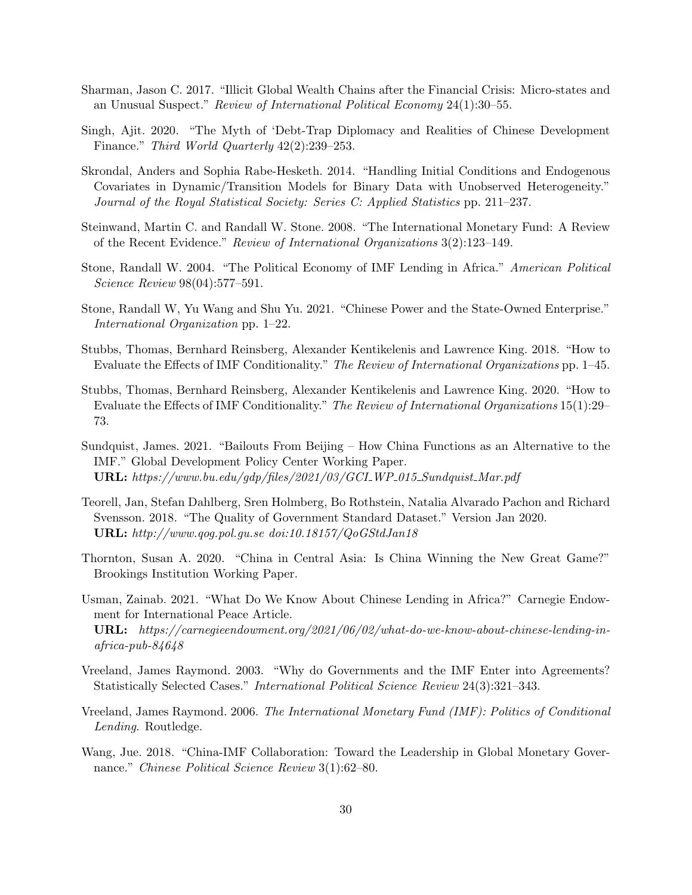Sharman, Jason C. 2017. "Illicit Global Wealth Chains after the Financial Crisis: Micro-states and an Unusual Suspect." *Review of International Political Economy* 24(1):30–55.

Singh, Ajit. 2020. "The Myth of 'Debt-Trap Diplomacy and Realities of Chinese Development Finance." *Third World Quarterly* 42(2):239–253.

Skrondal, Anders and Sophia Rabe-Hesketh. 2014. "Handling Initial Conditions and Endogenous Covariates in Dynamic/Transition Models for Binary Data with Unobserved Heterogeneity." *Journal of the Royal Statistical Society: Series C: Applied Statistics* pp. 211–237.

Steinwand, Martin C. and Randall W. Stone. 2008. "The International Monetary Fund: A Review of the Recent Evidence." *Review of International Organizations* 3(2):123–149.

Stone, Randall W. 2004. "The Political Economy of IMF Lending in Africa." *American Political Science Review* 98(04):577–591.

Stone, Randall W, Yu Wang and Shu Yu. 2021. "Chinese Power and the State-Owned Enterprise." *International Organization* pp. 1–22.

Stubbs, Thomas, Bernhard Reinsberg, Alexander Kentikelenis and Lawrence King. 2018. "How to Evaluate the Effects of IMF Conditionality." *The Review of International Organizations* pp. 1–45.

Stubbs, Thomas, Bernhard Reinsberg, Alexander Kentikelenis and Lawrence King. 2020. "How to Evaluate the Effects of IMF Conditionality." *The Review of International Organizations* 15(1):29–73.

Sundquist, James. 2021. "Bailouts From Beijing – How China Functions as an Alternative to the IMF." Global Development Policy Center Working Paper.
**URL:** *https://www.bu.edu/gdp/files/2021/03/GCI_WP_015_Sundquist_Mar.pdf*

Teorell, Jan, Stefan Dahlberg, Sren Holmberg, Bo Rothstein, Natalia Alvarado Pachon and Richard Svensson. 2018. "The Quality of Government Standard Dataset." Version Jan 2020.
**URL:** *http://www.qog.pol.gu.se doi:10.18157/QoGStdJan18*

Thornton, Susan A. 2020. "China in Central Asia: Is China Winning the New Great Game?" Brookings Institution Working Paper.

Usman, Zainab. 2021. "What Do We Know About Chinese Lending in Africa?" Carnegie Endowment for International Peace Article.
**URL:** *https://carnegieendowment.org/2021/06/02/what-do-we-know-about-chinese-lending-in-africa-pub-84648*

Vreeland, James Raymond. 2003. "Why do Governments and the IMF Enter into Agreements? Statistically Selected Cases." *International Political Science Review* 24(3):321–343.

Vreeland, James Raymond. 2006. *The International Monetary Fund (IMF): Politics of Conditional Lending*. Routledge.

Wang, Jue. 2018. "China-IMF Collaboration: Toward the Leadership in Global Monetary Governance." *Chinese Political Science Review* 3(1):62–80.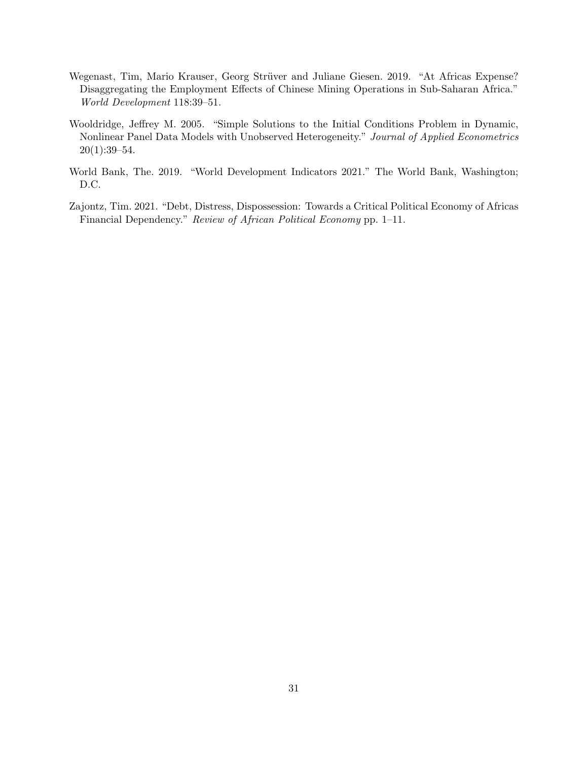Wegenast, Tim, Mario Krauser, Georg Strüver and Juliane Giesen. 2019. "At Africas Expense? Disaggregating the Employment Effects of Chinese Mining Operations in Sub-Saharan Africa." *World Development* 118:39–51.

Wooldridge, Jeffrey M. 2005. "Simple Solutions to the Initial Conditions Problem in Dynamic, Nonlinear Panel Data Models with Unobserved Heterogeneity." *Journal of Applied Econometrics* 20(1):39–54.

World Bank, The. 2019. "World Development Indicators 2021." The World Bank, Washington; D.C.

Zajontz, Tim. 2021. "Debt, Distress, Dispossession: Towards a Critical Political Economy of Africas Financial Dependency." *Review of African Political Economy* pp. 1–11.